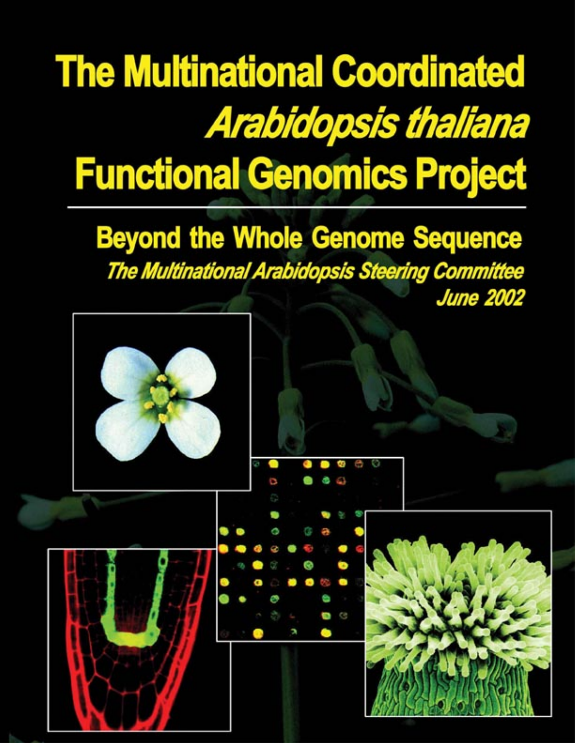# The Multinational Coordinated *Arabidopsis thaliana* Functional Genomics Project

## Beyond the Whole Genome Sequence

***The Multinational Arabidopsis Steering Committee***

***June 2002***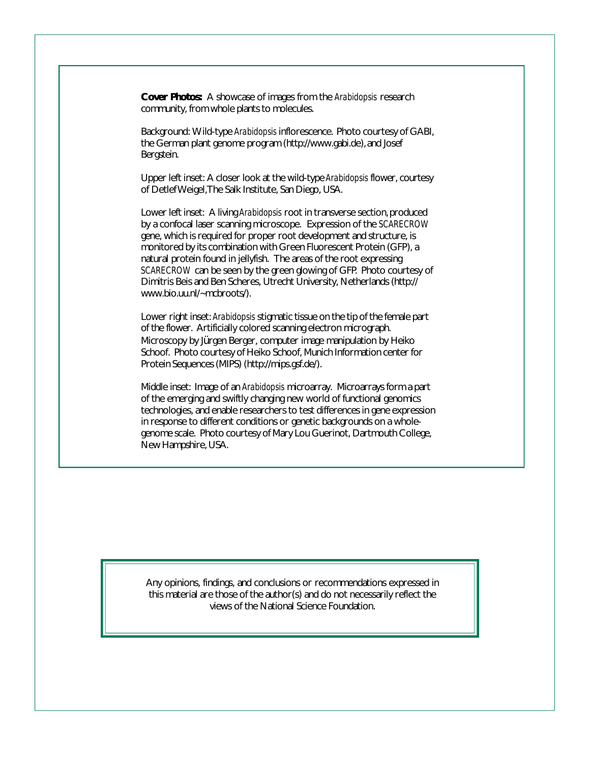**Cover Photos:** A showcase of images from the *Arabidopsis* research community, from whole plants to molecules.

Background: Wild-type *Arabidopsis* inflorescence. Photo courtesy of GABI, the German plant genome program (http://www.gabi.de), and Josef Bergstein.

Upper left inset: A closer look at the wild-type *Arabidopsis* flower, courtesy of Detlef Weigel, The Salk Institute, San Diego, USA.

Lower left inset: A living *Arabidopsis* root in transverse section, produced by a confocal laser scanning microscope. Expression of the *SCARECROW* gene, which is required for proper root development and structure, is monitored by its combination with Green Fluorescent Protein (GFP), a natural protein found in jellyfish. The areas of the root expressing *SCARECROW* can be seen by the green glowing of GFP. Photo courtesy of Dimitris Beis and Ben Scheres, Utrecht University, Netherlands (http://www.bio.uu.nl/~mcbroots/).

Lower right inset: *Arabidopsis* stigmatic tissue on the tip of the female part of the flower. Artificially colored scanning electron micrograph. Microscopy by Jürgen Berger, computer image manipulation by Heiko Schoof. Photo courtesy of Heiko Schoof, Munich Information center for Protein Sequences (MIPS) (http://mips.gsf.de/).

Middle inset: Image of an *Arabidopsis* microarray. Microarrays form a part of the emerging and swiftly changing new world of functional genomics technologies, and enable researchers to test differences in gene expression in response to different conditions or genetic backgrounds on a whole-genome scale. Photo courtesy of Mary Lou Guerinot, Dartmouth College, New Hampshire, USA.

Any opinions, findings, and conclusions or recommendations expressed in this material are those of the author(s) and do not necessarily reflect the views of the National Science Foundation.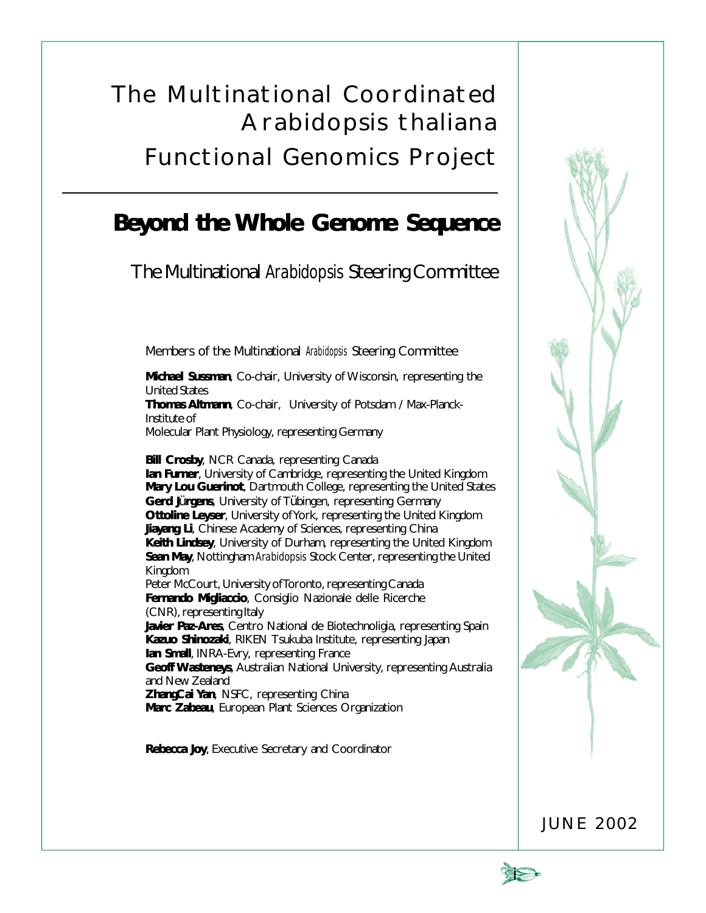# The Multinational Coordinated *Arabidopsis thaliana* Functional Genomics Project

## Beyond the Whole Genome Sequence

The Multinational *Arabidopsis* Steering Committee

Members of the Multinational *Arabidopsis* Steering Committee

**Michael Sussman**, Co-chair, University of Wisconsin, representing the United States
**Thomas Altmann**, Co-chair, University of Potsdam / Max-Planck-Institute of Molecular Plant Physiology, representing Germany

**Bill Crosby**, NCR Canada, representing Canada
**Ian Furner**, University of Cambridge, representing the United Kingdom
**Mary Lou Guerinot**, Dartmouth College, representing the United States
**Gerd Jürgens**, University of Tübingen, representing Germany
**Ottoline Leyser**, University of York, representing the United Kingdom
**Jiayang Li**, Chinese Academy of Sciences, representing China
**Keith Lindsey**, University of Durham, representing the United Kingdom
**Sean May**, Nottingham *Arabidopsis* Stock Center, representing the United Kingdom
Peter McCourt, University of Toronto, representing Canada
**Fernando Migliaccio**, Consiglio Nazionale delle Ricerche (CNR), representing Italy
**Javier Paz-Ares**, Centro National de Biotechnoligia, representing Spain
**Kazuo Shinozaki**, RIKEN Tsukuba Institute, representing Japan
**Ian Small**, INRA-Evry, representing France
**Geoff Wasteneys**, Australian National University, representing Australia and New Zealand
**ZhangCai Yan**, NSFC, representing China
**Marc Zabeau**, European Plant Sciences Organization

**Rebecca Joy**, Executive Secretary and Coordinator

JUNE 2002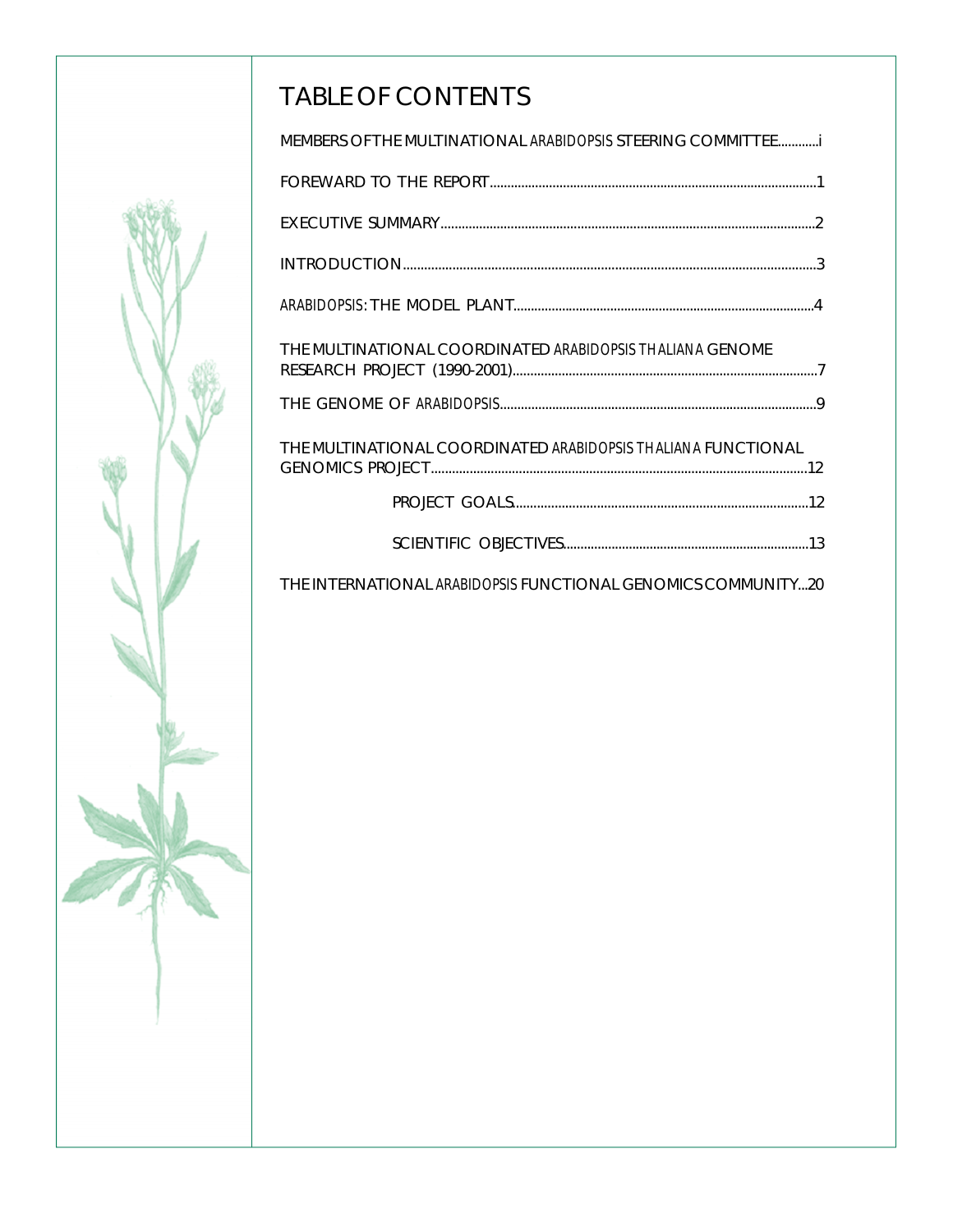# TABLE OF CONTENTS

MEMBERS OF THE MULTINATIONAL *ARABIDOPSIS* STEERING COMMITTEE............i

FOREWARD TO THE REPORT..........................................................................................1

EXECUTIVE SUMMARY.................................................................................................2

INTRODUCTION............................................................................................................3

*ARABIDOPSIS*: THE MODEL PLANT..............................................................................4

THE MULTINATIONAL COORDINATED *ARABIDOPSIS THALIANA* GENOME RESEARCH PROJECT (1990-2001)...................................................................................7

THE GENOME OF *ARABIDOPSIS*..................................................................................9

THE MULTINATIONAL COORDINATED *ARABIDOPSIS THALIANA* FUNCTIONAL GENOMICS PROJECT...................................................................................................12

- PROJECT GOALS..................................................................................12
- SCIENTIFIC OBJECTIVES......................................................................13

THE INTERNATIONAL *ARABIDOPSIS* FUNCTIONAL GENOMICS COMMUNITY...20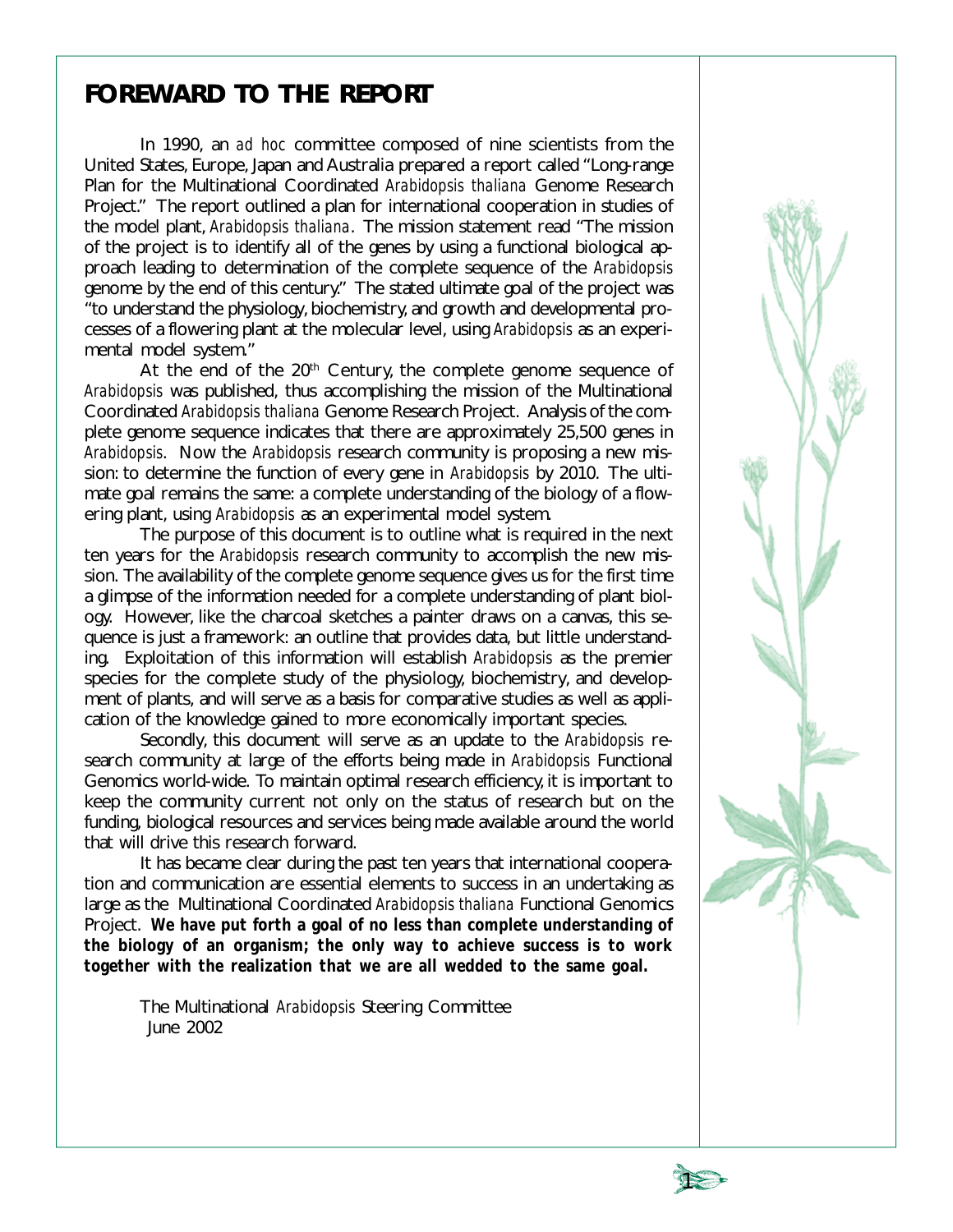# FOREWARD TO THE REPORT

In 1990, an *ad hoc* committee composed of nine scientists from the United States, Europe, Japan and Australia prepared a report called "Long-range Plan for the Multinational Coordinated *Arabidopsis thaliana* Genome Research Project." The report outlined a plan for international cooperation in studies of the model plant, *Arabidopsis thaliana*. The mission statement read "The mission of the project is to identify all of the genes by using a functional biological approach leading to determination of the complete sequence of the *Arabidopsis* genome by the end of this century." The stated ultimate goal of the project was "to understand the physiology, biochemistry, and growth and developmental processes of a flowering plant at the molecular level, using *Arabidopsis* as an experimental model system."

At the end of the 20th Century, the complete genome sequence of *Arabidopsis* was published, thus accomplishing the mission of the Multinational Coordinated *Arabidopsis thaliana* Genome Research Project. Analysis of the complete genome sequence indicates that there are approximately 25,500 genes in *Arabidopsis*. Now the *Arabidopsis* research community is proposing a new mission: to determine the function of every gene in *Arabidopsis* by 2010. The ultimate goal remains the same: a complete understanding of the biology of a flowering plant, using *Arabidopsis* as an experimental model system.

The purpose of this document is to outline what is required in the next ten years for the *Arabidopsis* research community to accomplish the new mission. The availability of the complete genome sequence gives us for the first time a glimpse of the information needed for a complete understanding of plant biology. However, like the charcoal sketches a painter draws on a canvas, this sequence is just a framework: an outline that provides data, but little understanding. Exploitation of this information will establish *Arabidopsis* as the premier species for the complete study of the physiology, biochemistry, and development of plants, and will serve as a basis for comparative studies as well as application of the knowledge gained to more economically important species.

Secondly, this document will serve as an update to the *Arabidopsis* research community at large of the efforts being made in *Arabidopsis* Functional Genomics world-wide. To maintain optimal research efficiency, it is important to keep the community current not only on the status of research but on the funding, biological resources and services being made available around the world that will drive this research forward.

It has became clear during the past ten years that international cooperation and communication are essential elements to success in an undertaking as large as the Multinational Coordinated *Arabidopsis thaliana* Functional Genomics Project. **We have put forth a goal of no less than complete understanding of the biology of an organism; the only way to achieve success is to work together with the realization that we are all wedded to the same goal.**

The Multinational *Arabidopsis* Steering Committee
June 2002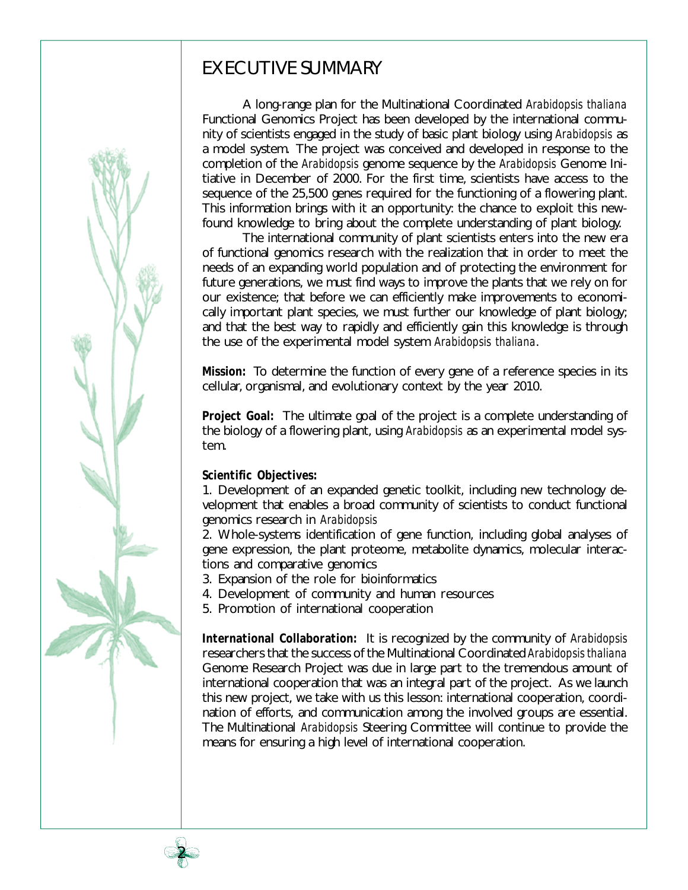# EXECUTIVE SUMMARY

A long-range plan for the Multinational Coordinated *Arabidopsis thaliana* Functional Genomics Project has been developed by the international community of scientists engaged in the study of basic plant biology using *Arabidopsis* as a model system. The project was conceived and developed in response to the completion of the *Arabidopsis* genome sequence by the *Arabidopsis* Genome Initiative in December of 2000. For the first time, scientists have access to the sequence of the 25,500 genes required for the functioning of a flowering plant. This information brings with it an opportunity: the chance to exploit this newfound knowledge to bring about the complete understanding of plant biology.

The international community of plant scientists enters into the new era of functional genomics research with the realization that in order to meet the needs of an expanding world population and of protecting the environment for future generations, we must find ways to improve the plants that we rely on for our existence; that before we can efficiently make improvements to economically important plant species, we must further our knowledge of plant biology; and that the best way to rapidly and efficiently gain this knowledge is through the use of the experimental model system *Arabidopsis thaliana*.

**Mission:** To determine the function of every gene of a reference species in its cellular, organismal, and evolutionary context by the year 2010.

**Project Goal:** The ultimate goal of the project is a complete understanding of the biology of a flowering plant, using *Arabidopsis* as an experimental model system.

**Scientific Objectives:**

1. Development of an expanded genetic toolkit, including new technology development that enables a broad community of scientists to conduct functional genomics research in *Arabidopsis*
2. Whole-systems identification of gene function, including global analyses of gene expression, the plant proteome, metabolite dynamics, molecular interactions and comparative genomics
3. Expansion of the role for bioinformatics
4. Development of community and human resources
5. Promotion of international cooperation

**International Collaboration:** It is recognized by the community of *Arabidopsis* researchers that the success of the Multinational Coordinated *Arabidopsis thaliana* Genome Research Project was due in large part to the tremendous amount of international cooperation that was an integral part of the project. As we launch this new project, we take with us this lesson: international cooperation, coordination of efforts, and communication among the involved groups are essential. The Multinational *Arabidopsis* Steering Committee will continue to provide the means for ensuring a high level of international cooperation.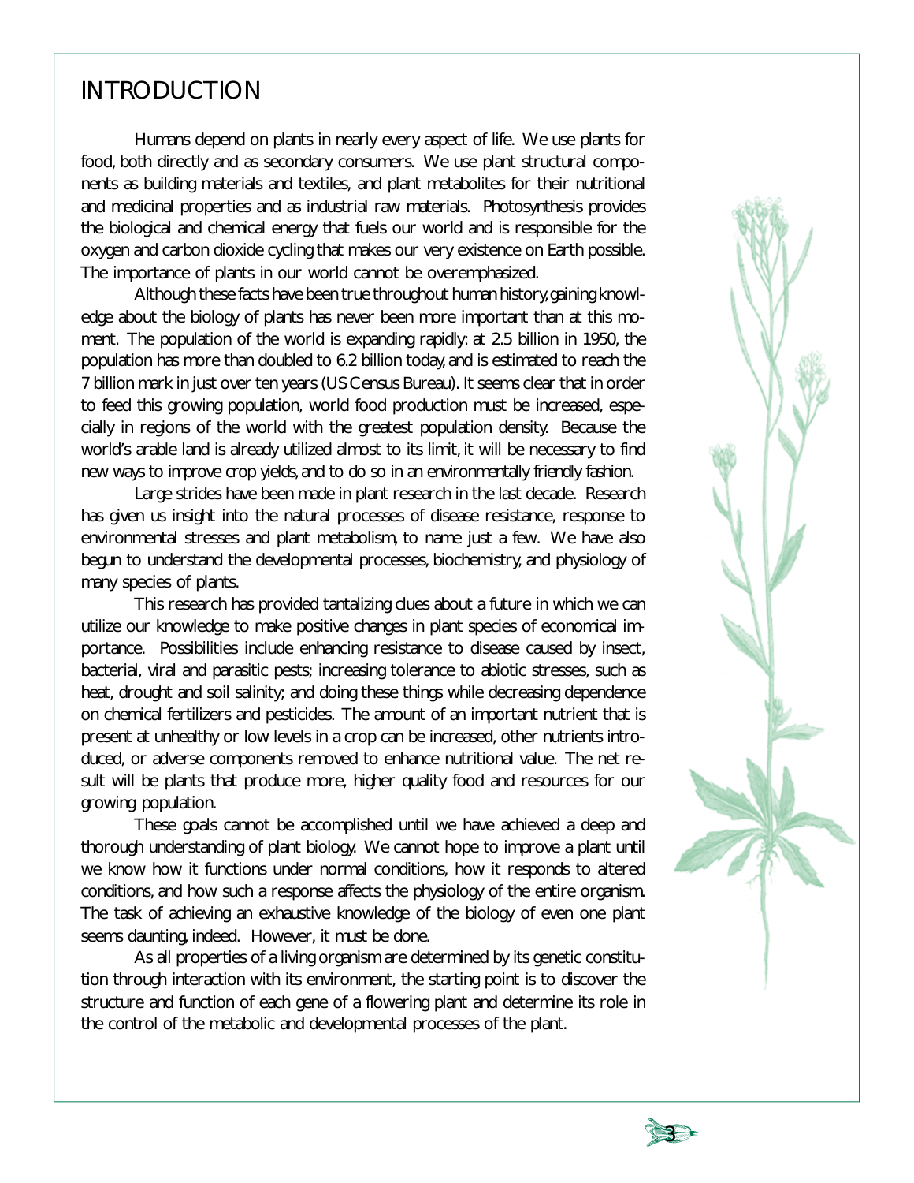# INTRODUCTION

Humans depend on plants in nearly every aspect of life. We use plants for food, both directly and as secondary consumers. We use plant structural components as building materials and textiles, and plant metabolites for their nutritional and medicinal properties and as industrial raw materials. Photosynthesis provides the biological and chemical energy that fuels our world and is responsible for the oxygen and carbon dioxide cycling that makes our very existence on Earth possible. The importance of plants in our world cannot be overemphasized.

Although these facts have been true throughout human history, gaining knowledge about the biology of plants has never been more important than at this moment. The population of the world is expanding rapidly: at 2.5 billion in 1950, the population has more than doubled to 6.2 billion today, and is estimated to reach the 7 billion mark in just over ten years (US Census Bureau). It seems clear that in order to feed this growing population, world food production must be increased, especially in regions of the world with the greatest population density. Because the world's arable land is already utilized almost to its limit, it will be necessary to find new ways to improve crop yields, and to do so in an environmentally friendly fashion.

Large strides have been made in plant research in the last decade. Research has given us insight into the natural processes of disease resistance, response to environmental stresses and plant metabolism, to name just a few. We have also begun to understand the developmental processes, biochemistry, and physiology of many species of plants.

This research has provided tantalizing clues about a future in which we can utilize our knowledge to make positive changes in plant species of economical importance. Possibilities include enhancing resistance to disease caused by insect, bacterial, viral and parasitic pests; increasing tolerance to abiotic stresses, such as heat, drought and soil salinity; and doing these things while decreasing dependence on chemical fertilizers and pesticides. The amount of an important nutrient that is present at unhealthy or low levels in a crop can be increased, other nutrients introduced, or adverse components removed to enhance nutritional value. The net result will be plants that produce more, higher quality food and resources for our growing population.

These goals cannot be accomplished until we have achieved a deep and thorough understanding of plant biology. We cannot hope to improve a plant until we know how it functions under normal conditions, how it responds to altered conditions, and how such a response affects the physiology of the entire organism. The task of achieving an exhaustive knowledge of the biology of even one plant seems daunting, indeed. However, it must be done.

As all properties of a living organism are determined by its genetic constitution through interaction with its environment, the starting point is to discover the structure and function of each gene of a flowering plant and determine its role in the control of the metabolic and developmental processes of the plant.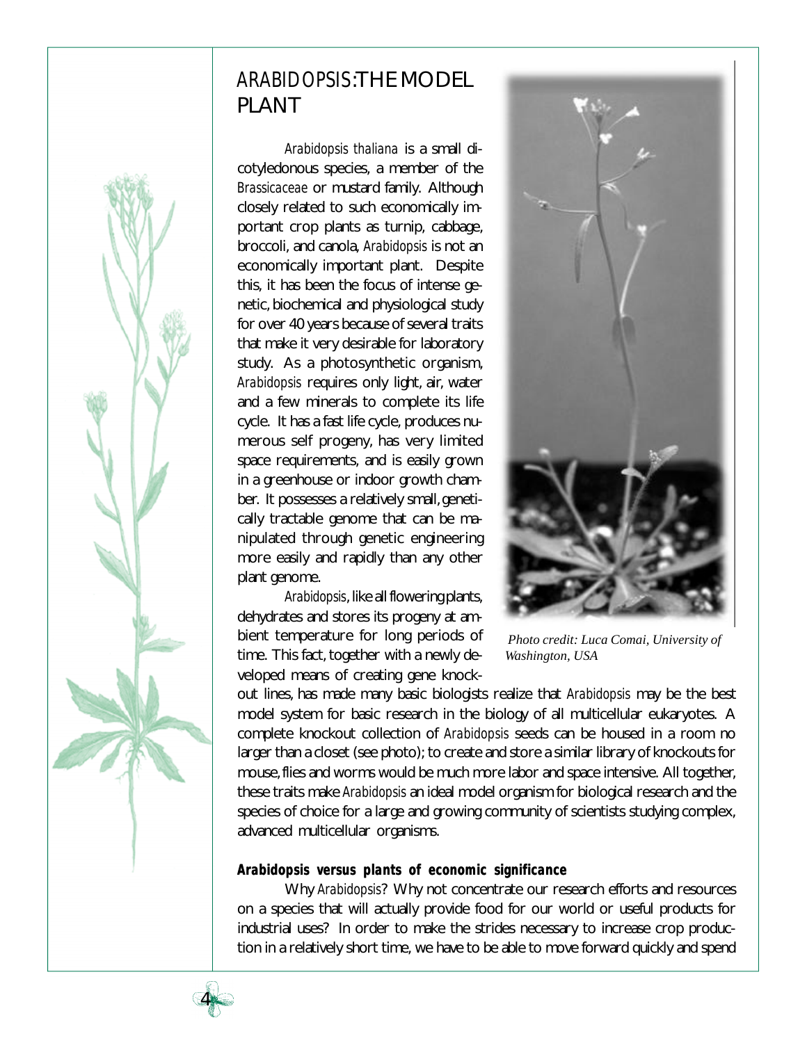# *ARABIDOPSIS*: THE MODEL PLANT

*Arabidopsis thaliana* is a small dicotyledonous species, a member of the *Brassicaceae* or mustard family. Although closely related to such economically important crop plants as turnip, cabbage, broccoli, and canola, *Arabidopsis* is not an economically important plant. Despite this, it has been the focus of intense genetic, biochemical and physiological study for over 40 years because of several traits that make it very desirable for laboratory study. As a photosynthetic organism, *Arabidopsis* requires only light, air, water and a few minerals to complete its life cycle. It has a fast life cycle, produces numerous self progeny, has very limited space requirements, and is easily grown in a greenhouse or indoor growth chamber. It possesses a relatively small, genetically tractable genome that can be manipulated through genetic engineering more easily and rapidly than any other plant genome.

*Arabidopsis*, like all flowering plants, dehydrates and stores its progeny at ambient temperature for long periods of time. This fact, together with a newly developed means of creating gene knockout lines, has made many basic biologists realize that *Arabidopsis* may be the best model system for basic research in the biology of all multicellular eukaryotes. A complete knockout collection of *Arabidopsis* seeds can be housed in a room no larger than a closet (see photo); to create and store a similar library of knockouts for mouse, flies and worms would be much more labor and space intensive. All together, these traits make *Arabidopsis* an ideal model organism for biological research and the species of choice for a large and growing community of scientists studying complex, advanced multicellular organisms.

*Photo credit: Luca Comai, University of Washington, USA*

### Arabidopsis versus plants of economic significance

Why *Arabidopsis*? Why not concentrate our research efforts and resources on a species that will actually provide food for our world or useful products for industrial uses? In order to make the strides necessary to increase crop production in a relatively short time, we have to be able to move forward quickly and spend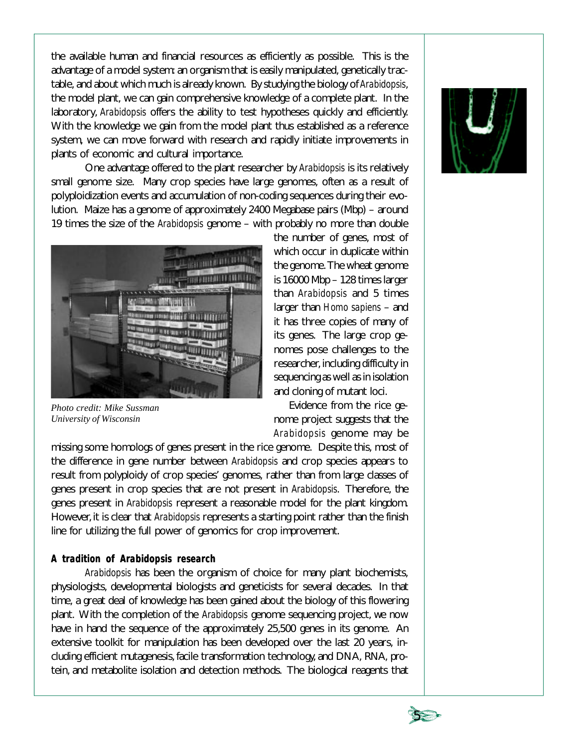the available human and financial resources as efficiently as possible. This is the advantage of a model system: an organism that is easily manipulated, genetically tractable, and about which much is already known. By studying the biology of *Arabidopsis*, the model plant, we can gain comprehensive knowledge of a complete plant. In the laboratory, *Arabidopsis* offers the ability to test hypotheses quickly and efficiently. With the knowledge we gain from the model plant thus established as a reference system, we can move forward with research and rapidly initiate improvements in plants of economic and cultural importance.

One advantage offered to the plant researcher by *Arabidopsis* is its relatively small genome size. Many crop species have large genomes, often as a result of polyploidization events and accumulation of non-coding sequences during their evolution. Maize has a genome of approximately 2400 Megabase pairs (Mbp) – around 19 times the size of the *Arabidopsis* genome – with probably no more than double the number of genes, most of which occur in duplicate within the genome. The wheat genome is 16000 Mbp – 128 times larger than *Arabidopsis* and 5 times larger than *Homo sapiens* – and it has three copies of many of its genes. The large crop genomes pose challenges to the researcher, including difficulty in sequencing as well as in isolation and cloning of mutant loci.

*Photo credit: Mike Sussman*
*University of Wisconsin*

Evidence from the rice genome project suggests that the *Arabidopsis* genome may be missing some homologs of genes present in the rice genome. Despite this, most of the difference in gene number between *Arabidopsis* and crop species appears to result from polyploidy of crop species' genomes, rather than from large classes of genes present in crop species that are not present in *Arabidopsis*. Therefore, the genes present in *Arabidopsis* represent a reasonable model for the plant kingdom. However, it is clear that *Arabidopsis* represents a starting point rather than the finish line for utilizing the full power of genomics for crop improvement.

### A tradition of *Arabidopsis* research

*Arabidopsis* has been the organism of choice for many plant biochemists, physiologists, developmental biologists and geneticists for several decades. In that time, a great deal of knowledge has been gained about the biology of this flowering plant. With the completion of the *Arabidopsis* genome sequencing project, we now have in hand the sequence of the approximately 25,500 genes in its genome. An extensive toolkit for manipulation has been developed over the last 20 years, including efficient mutagenesis, facile transformation technology, and DNA, RNA, protein, and metabolite isolation and detection methods. The biological reagents that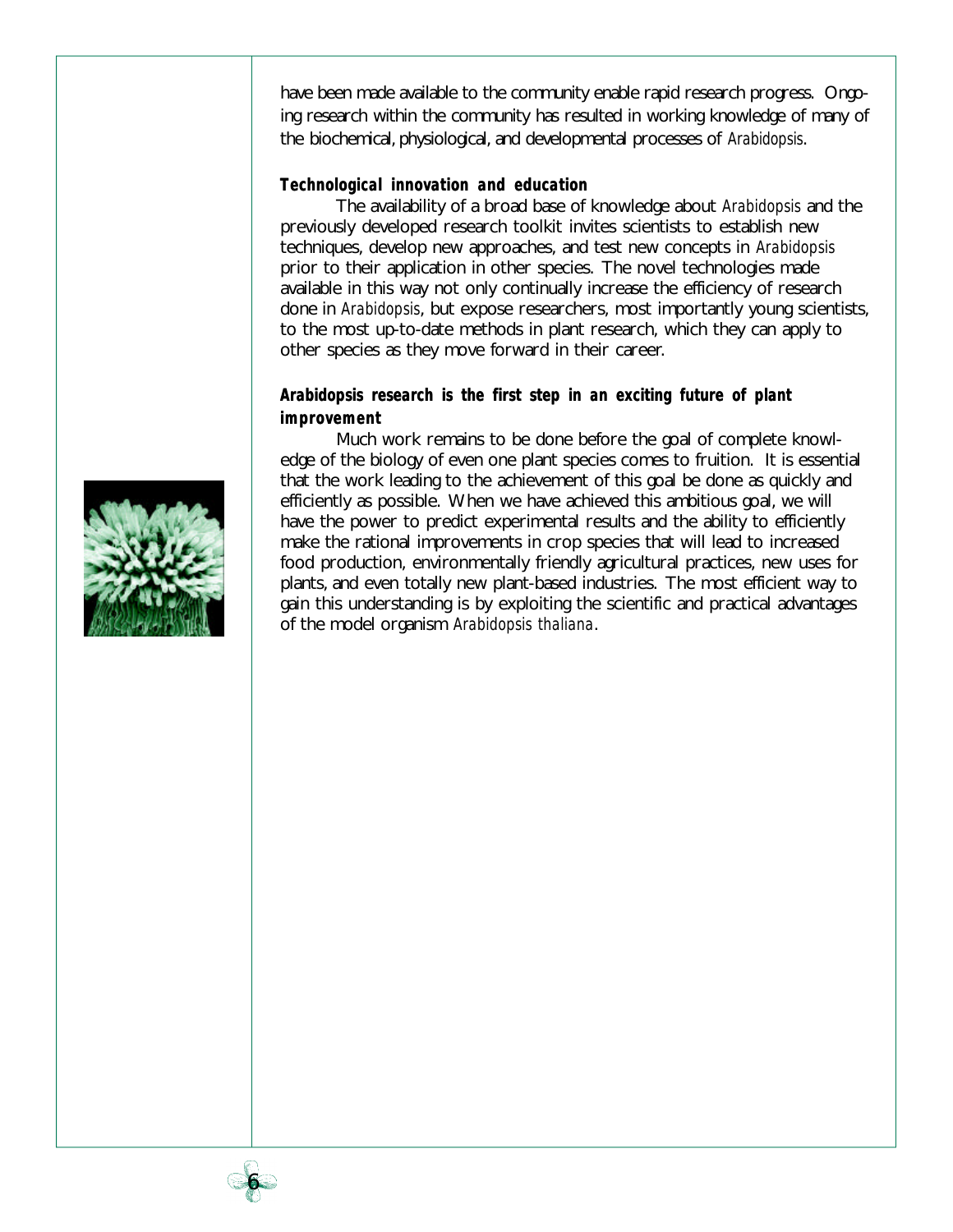have been made available to the community enable rapid research progress. Ongoing research within the community has resulted in working knowledge of many of the biochemical, physiological, and developmental processes of *Arabidopsis*.

### Technological innovation and education

The availability of a broad base of knowledge about *Arabidopsis* and the previously developed research toolkit invites scientists to establish new techniques, develop new approaches, and test new concepts in *Arabidopsis* prior to their application in other species. The novel technologies made available in this way not only continually increase the efficiency of research done in *Arabidopsis*, but expose researchers, most importantly young scientists, to the most up-to-date methods in plant research, which they can apply to other species as they move forward in their career.

### Arabidopsis research is the first step in an exciting future of plant improvement

Much work remains to be done before the goal of complete knowledge of the biology of even one plant species comes to fruition. It is essential that the work leading to the achievement of this goal be done as quickly and efficiently as possible. When we have achieved this ambitious goal, we will have the power to predict experimental results and the ability to efficiently make the rational improvements in crop species that will lead to increased food production, environmentally friendly agricultural practices, new uses for plants, and even totally new plant-based industries. The most efficient way to gain this understanding is by exploiting the scientific and practical advantages of the model organism *Arabidopsis thaliana*.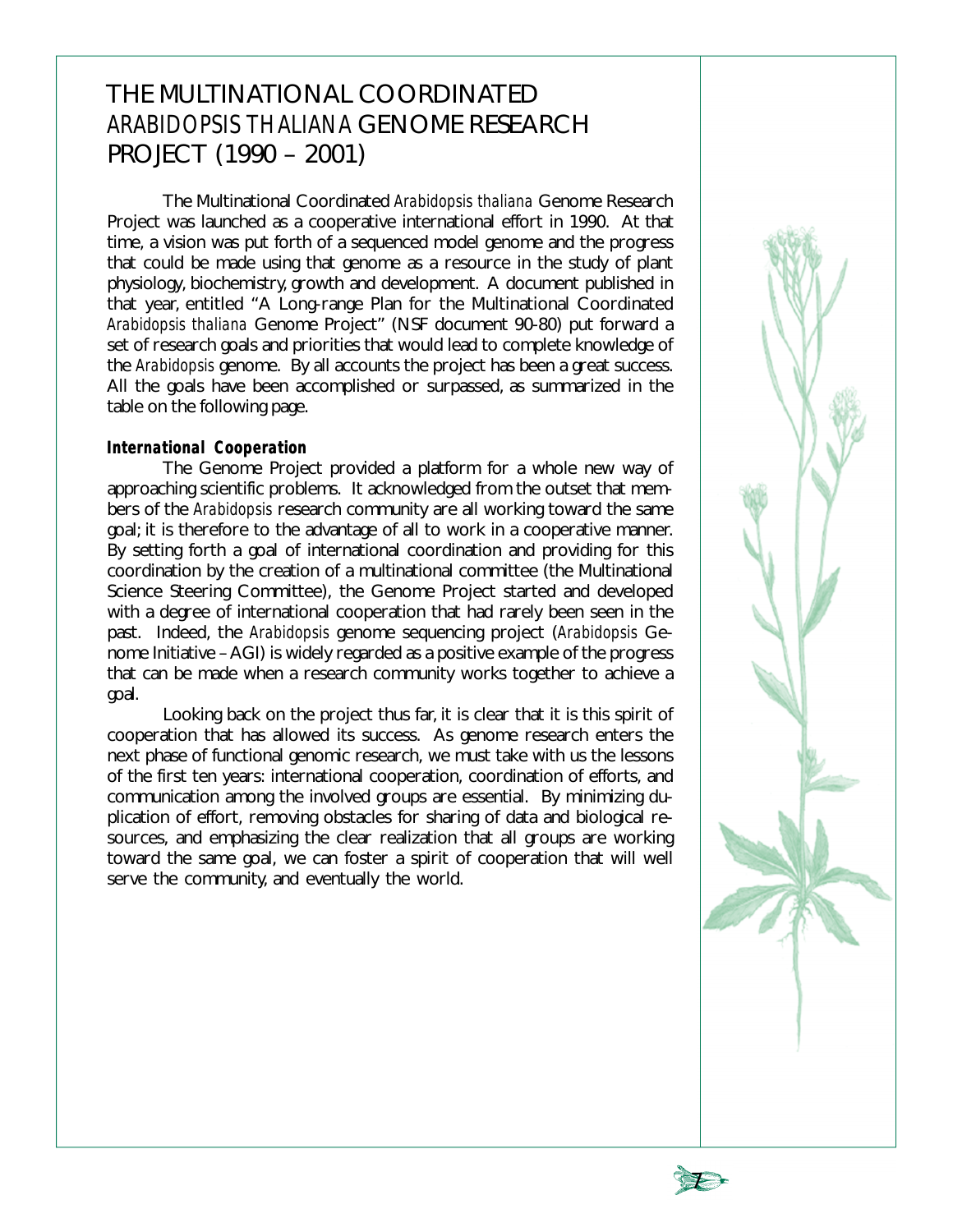# THE MULTINATIONAL COORDINATED *ARABIDOPSIS THALIANA* GENOME RESEARCH PROJECT (1990 – 2001)

The Multinational Coordinated *Arabidopsis thaliana* Genome Research Project was launched as a cooperative international effort in 1990. At that time, a vision was put forth of a sequenced model genome and the progress that could be made using that genome as a resource in the study of plant physiology, biochemistry, growth and development. A document published in that year, entitled "A Long-range Plan for the Multinational Coordinated *Arabidopsis thaliana* Genome Project" (NSF document 90-80) put forward a set of research goals and priorities that would lead to complete knowledge of the *Arabidopsis* genome. By all accounts the project has been a great success. All the goals have been accomplished or surpassed, as summarized in the table on the following page.

### *International Cooperation*

The Genome Project provided a platform for a whole new way of approaching scientific problems. It acknowledged from the outset that members of the *Arabidopsis* research community are all working toward the same goal; it is therefore to the advantage of all to work in a cooperative manner. By setting forth a goal of international coordination and providing for this coordination by the creation of a multinational committee (the Multinational Science Steering Committee), the Genome Project started and developed with a degree of international cooperation that had rarely been seen in the past. Indeed, the *Arabidopsis* genome sequencing project (*Arabidopsis* Genome Initiative – AGI) is widely regarded as a positive example of the progress that can be made when a research community works together to achieve a goal.

Looking back on the project thus far, it is clear that it is this spirit of cooperation that has allowed its success. As genome research enters the next phase of functional genomic research, we must take with us the lessons of the first ten years: international cooperation, coordination of efforts, and communication among the involved groups are essential. By minimizing duplication of effort, removing obstacles for sharing of data and biological resources, and emphasizing the clear realization that all groups are working toward the same goal, we can foster a spirit of cooperation that will well serve the community, and eventually the world.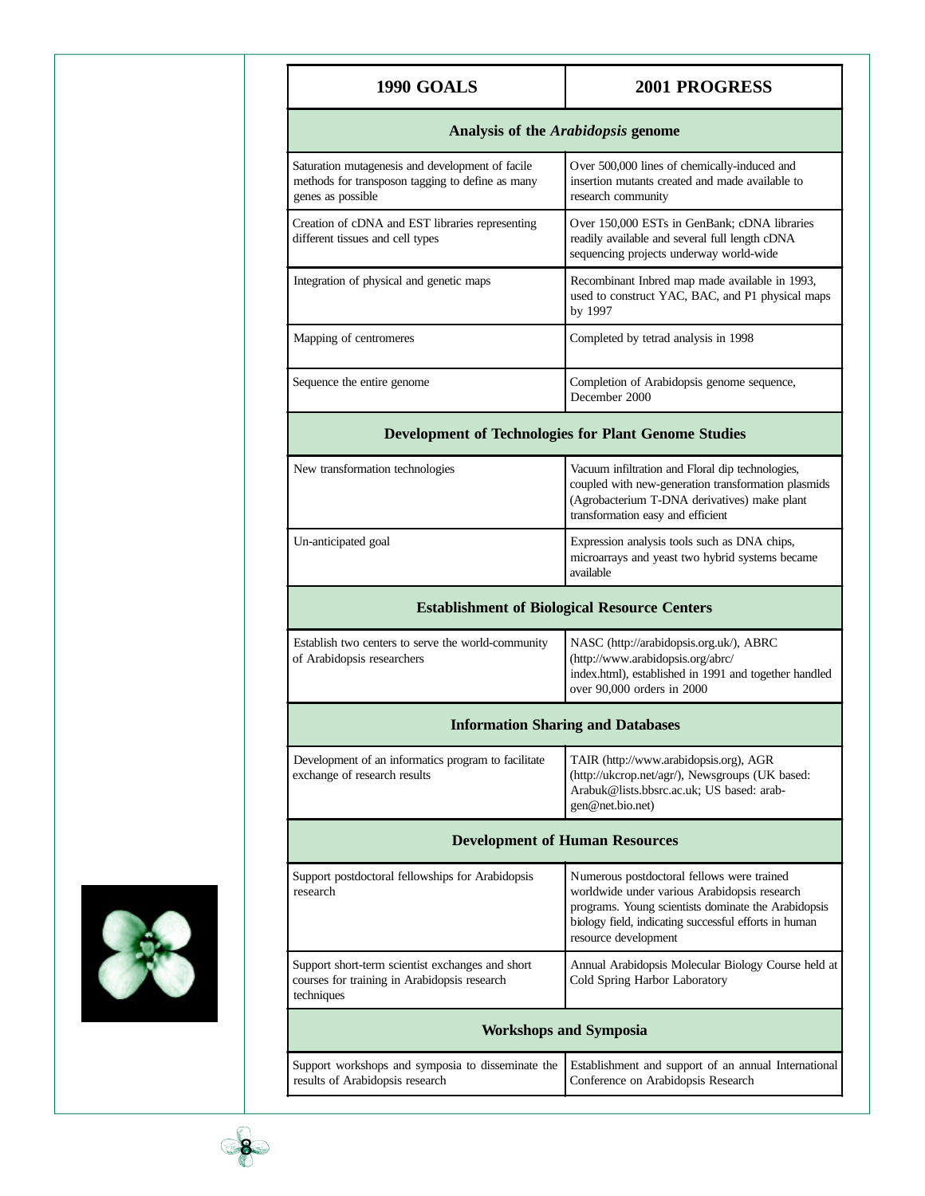| 1990 GOALS | 2001 PROGRESS |
|---|---|
| **Analysis of the *Arabidopsis* genome** | |
| Saturation mutagenesis and development of facile methods for transposon tagging to define as many genes as possible | Over 500,000 lines of chemically-induced and insertion mutants created and made available to research community |
| Creation of cDNA and EST libraries representing different tissues and cell types | Over 150,000 ESTs in GenBank; cDNA libraries readily available and several full length cDNA sequencing projects underway world-wide |
| Integration of physical and genetic maps | Recombinant Inbred map made available in 1993, used to construct YAC, BAC, and P1 physical maps by 1997 |
| Mapping of centromeres | Completed by tetrad analysis in 1998 |
| Sequence the entire genome | Completion of Arabidopsis genome sequence, December 2000 |
| **Development of Technologies for Plant Genome Studies** | |
| New transformation technologies | Vacuum infiltration and Floral dip technologies, coupled with new-generation transformation plasmids (Agrobacterium T-DNA derivatives) make plant transformation easy and efficient |
| Un-anticipated goal | Expression analysis tools such as DNA chips, microarrays and yeast two hybrid systems became available |
| **Establishment of Biological Resource Centers** | |
| Establish two centers to serve the world-community of Arabidopsis researchers | NASC (http://arabidopsis.org.uk/), ABRC (http://www.arabidopsis.org/abrc/index.html), established in 1991 and together handled over 90,000 orders in 2000 |
| **Information Sharing and Databases** | |
| Development of an informatics program to facilitate exchange of research results | TAIR (http://www.arabidopsis.org), AGR (http://ukcrop.net/agr/), Newsgroups (UK based: Arabuk@lists.bbsrc.ac.uk; US based: arab-gen@net.bio.net) |
| **Development of Human Resources** | |
| Support postdoctoral fellowships for Arabidopsis research | Numerous postdoctoral fellows were trained worldwide under various Arabidopsis research programs. Young scientists dominate the Arabidopsis biology field, indicating successful efforts in human resource development |
| Support short-term scientist exchanges and short courses for training in Arabidopsis research techniques | Annual Arabidopsis Molecular Biology Course held at Cold Spring Harbor Laboratory |
| **Workshops and Symposia** | |
| Support workshops and symposia to disseminate the results of Arabidopsis research | Establishment and support of an annual International Conference on Arabidopsis Research |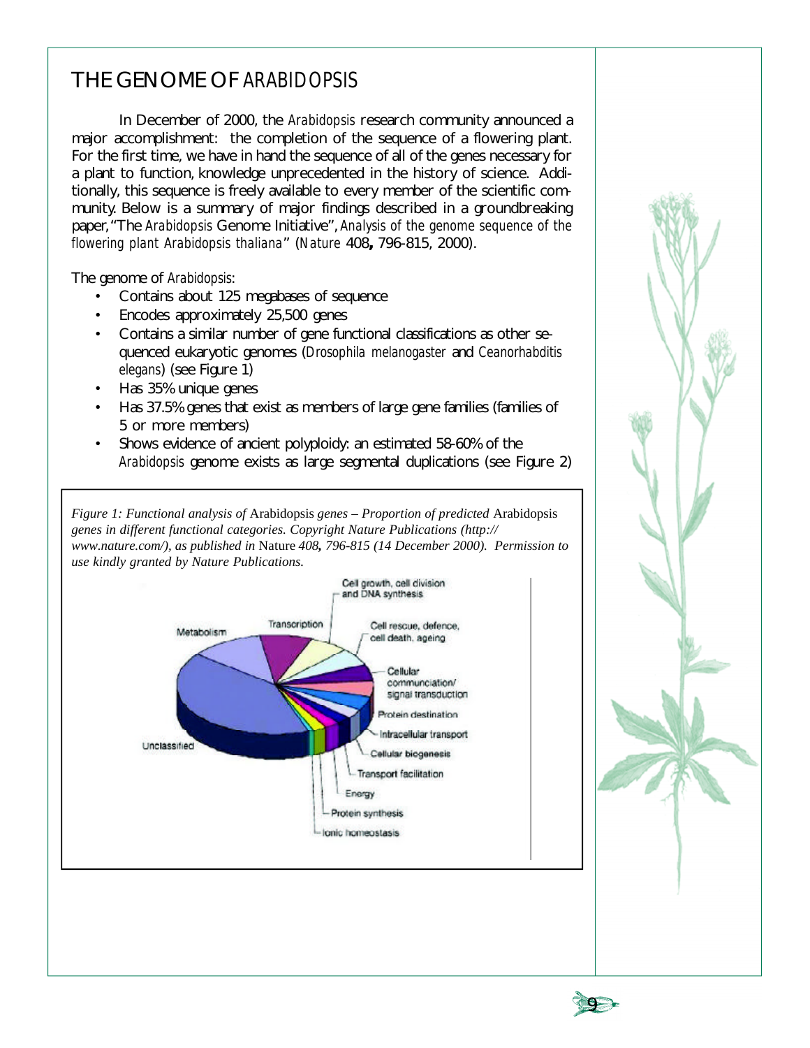# THE GENOME OF *ARABIDOPSIS*

In December of 2000, the *Arabidopsis* research community announced a major accomplishment: the completion of the sequence of a flowering plant. For the first time, we have in hand the sequence of all of the genes necessary for a plant to function, knowledge unprecedented in the history of science. Additionally, this sequence is freely available to every member of the scientific community. Below is a summary of major findings described in a groundbreaking paper, "The *Arabidopsis* Genome Initiative", *Analysis of the genome sequence of the flowering plant Arabidopsis thaliana*" (*Nature* 408**,** 796-815, 2000).

The genome of *Arabidopsis*:

- Contains about 125 megabases of sequence
- Encodes approximately 25,500 genes
- Contains a similar number of gene functional classifications as other sequenced eukaryotic genomes (*Drosophila melanogaster* and *Ceanorhabditis elegans*) (see Figure 1)
- Has 35% unique genes
- Has 37.5% genes that exist as members of large gene families (families of 5 or more members)
- Shows evidence of ancient polyploidy: an estimated 58-60% of the *Arabidopsis* genome exists as large segmental duplications (see Figure 2)

*Figure 1: Functional analysis of* Arabidopsis *genes – Proportion of predicted* Arabidopsis *genes in different functional categories. Copyright Nature Publications (http://www.nature.com/), as published in* Nature *408, 796-815 (14 December 2000). Permission to use kindly granted by Nature Publications.*

Cell growth, cell division and DNA synthesis

Metabolism

Transcription

Cell rescue, defence, cell death, ageing

Cellular communciation/ signal transduction

Protein destination

Intracellular transport

Cellular biogenesis

Transport facilitation

Energy

Protein synthesis

Ionic homeostasis

Unclassified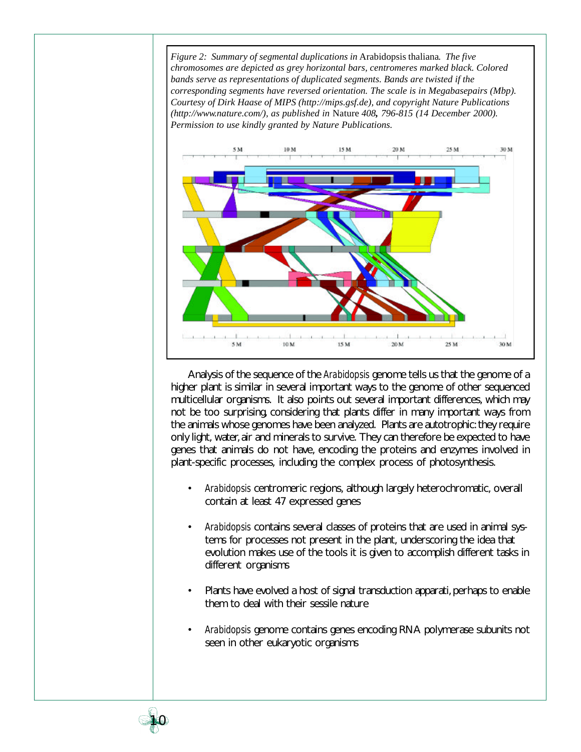*Figure 2: Summary of segmental duplications in* Arabidopsis thaliana*. The five chromosomes are depicted as grey horizontal bars, centromeres marked black. Colored bands serve as representations of duplicated segments. Bands are twisted if the corresponding segments have reversed orientation. The scale is in Megabasepairs (Mbp). Courtesy of Dirk Haase of MIPS (http://mips.gsf.de), and copyright Nature Publications (http://www.nature.com/), as published in* Nature *408, 796-815 (14 December 2000). Permission to use kindly granted by Nature Publications.*

Analysis of the sequence of the *Arabidopsis* genome tells us that the genome of a higher plant is similar in several important ways to the genome of other sequenced multicellular organisms. It also points out several important differences, which may not be too surprising, considering that plants differ in many important ways from the animals whose genomes have been analyzed. Plants are autotrophic: they require only light, water, air and minerals to survive. They can therefore be expected to have genes that animals do not have, encoding the proteins and enzymes involved in plant-specific processes, including the complex process of photosynthesis.

- *Arabidopsis* centromeric regions, although largely heterochromatic, overall contain at least 47 expressed genes
- *Arabidopsis* contains several classes of proteins that are used in animal systems for processes not present in the plant, underscoring the idea that evolution makes use of the tools it is given to accomplish different tasks in different organisms
- Plants have evolved a host of signal transduction apparati, perhaps to enable them to deal with their sessile nature
- *Arabidopsis* genome contains genes encoding RNA polymerase subunits not seen in other eukaryotic organisms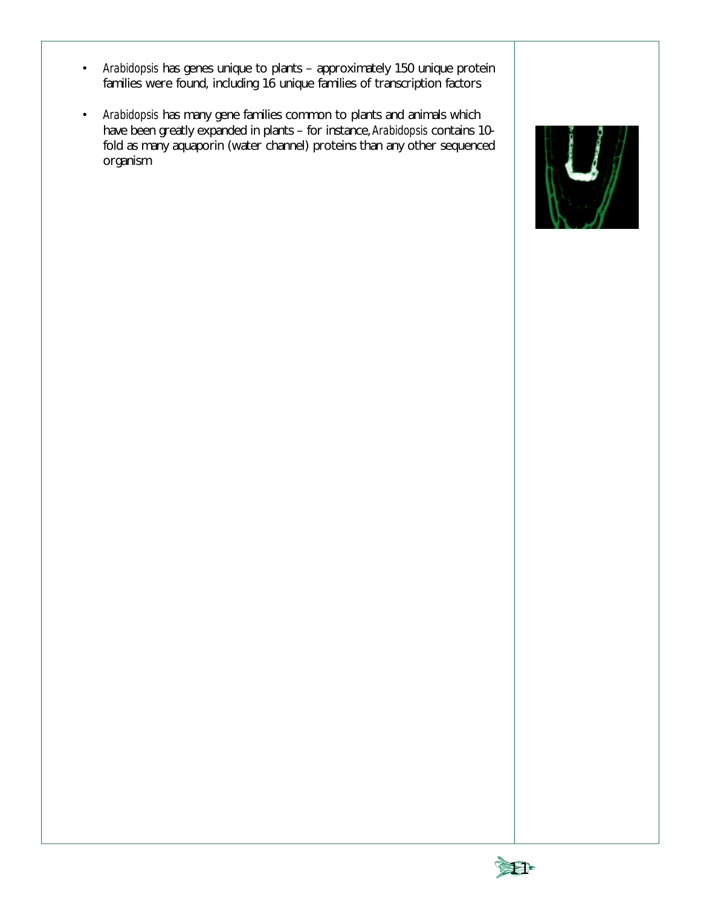- *Arabidopsis* has genes unique to plants – approximately 150 unique protein families were found, including 16 unique families of transcription factors

- *Arabidopsis* has many gene families common to plants and animals which have been greatly expanded in plants – for instance, *Arabidopsis* contains 10-fold as many aquaporin (water channel) proteins than any other sequenced organism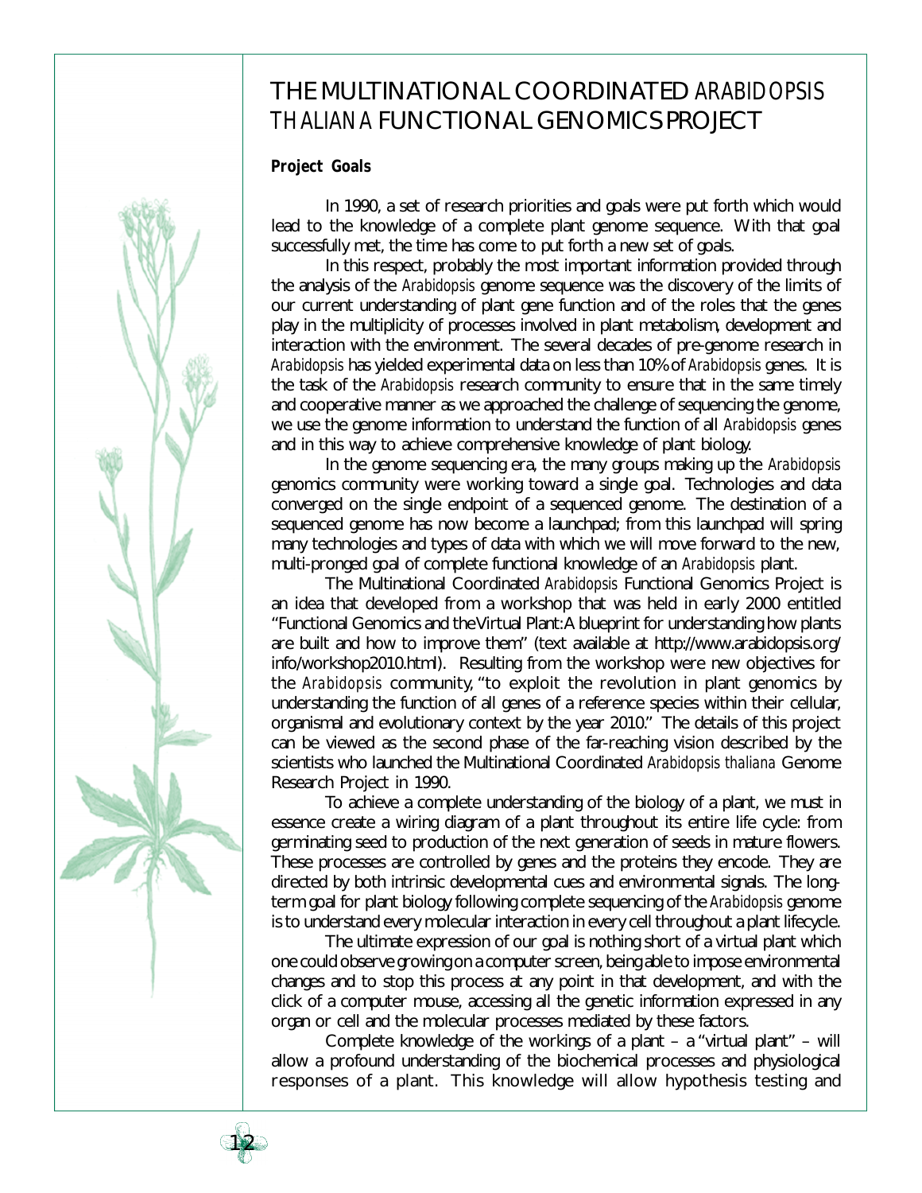# THE MULTINATIONAL COORDINATED *ARABIDOPSIS THALIANA* FUNCTIONAL GENOMICS PROJECT

**Project Goals**

In 1990, a set of research priorities and goals were put forth which would lead to the knowledge of a complete plant genome sequence. With that goal successfully met, the time has come to put forth a new set of goals.

In this respect, probably the most important information provided through the analysis of the *Arabidopsis* genome sequence was the discovery of the limits of our current understanding of plant gene function and of the roles that the genes play in the multiplicity of processes involved in plant metabolism, development and interaction with the environment. The several decades of pre-genome research in *Arabidopsis* has yielded experimental data on less than 10% of *Arabidopsis* genes. It is the task of the *Arabidopsis* research community to ensure that in the same timely and cooperative manner as we approached the challenge of sequencing the genome, we use the genome information to understand the function of all *Arabidopsis* genes and in this way to achieve comprehensive knowledge of plant biology.

In the genome sequencing era, the many groups making up the *Arabidopsis* genomics community were working toward a single goal. Technologies and data converged on the single endpoint of a sequenced genome. The destination of a sequenced genome has now become a launchpad; from this launchpad will spring many technologies and types of data with which we will move forward to the new, multi-pronged goal of complete functional knowledge of an *Arabidopsis* plant.

The Multinational Coordinated *Arabidopsis* Functional Genomics Project is an idea that developed from a workshop that was held in early 2000 entitled "Functional Genomics and the Virtual Plant: A blueprint for understanding how plants are built and how to improve them" (text available at http://www.arabidopsis.org/info/workshop2010.html). Resulting from the workshop were new objectives for the *Arabidopsis* community, "to exploit the revolution in plant genomics by understanding the function of all genes of a reference species within their cellular, organismal and evolutionary context by the year 2010." The details of this project can be viewed as the second phase of the far-reaching vision described by the scientists who launched the Multinational Coordinated *Arabidopsis thaliana* Genome Research Project in 1990.

To achieve a complete understanding of the biology of a plant, we must in essence create a wiring diagram of a plant throughout its entire life cycle: from germinating seed to production of the next generation of seeds in mature flowers. These processes are controlled by genes and the proteins they encode. They are directed by both intrinsic developmental cues and environmental signals. The long-term goal for plant biology following complete sequencing of the *Arabidopsis* genome is to understand every molecular interaction in every cell throughout a plant lifecycle.

The ultimate expression of our goal is nothing short of a virtual plant which one could observe growing on a computer screen, being able to impose environmental changes and to stop this process at any point in that development, and with the click of a computer mouse, accessing all the genetic information expressed in any organ or cell and the molecular processes mediated by these factors.

Complete knowledge of the workings of a plant – a "virtual plant" – will allow a profound understanding of the biochemical processes and physiological responses of a plant. This knowledge will allow hypothesis testing and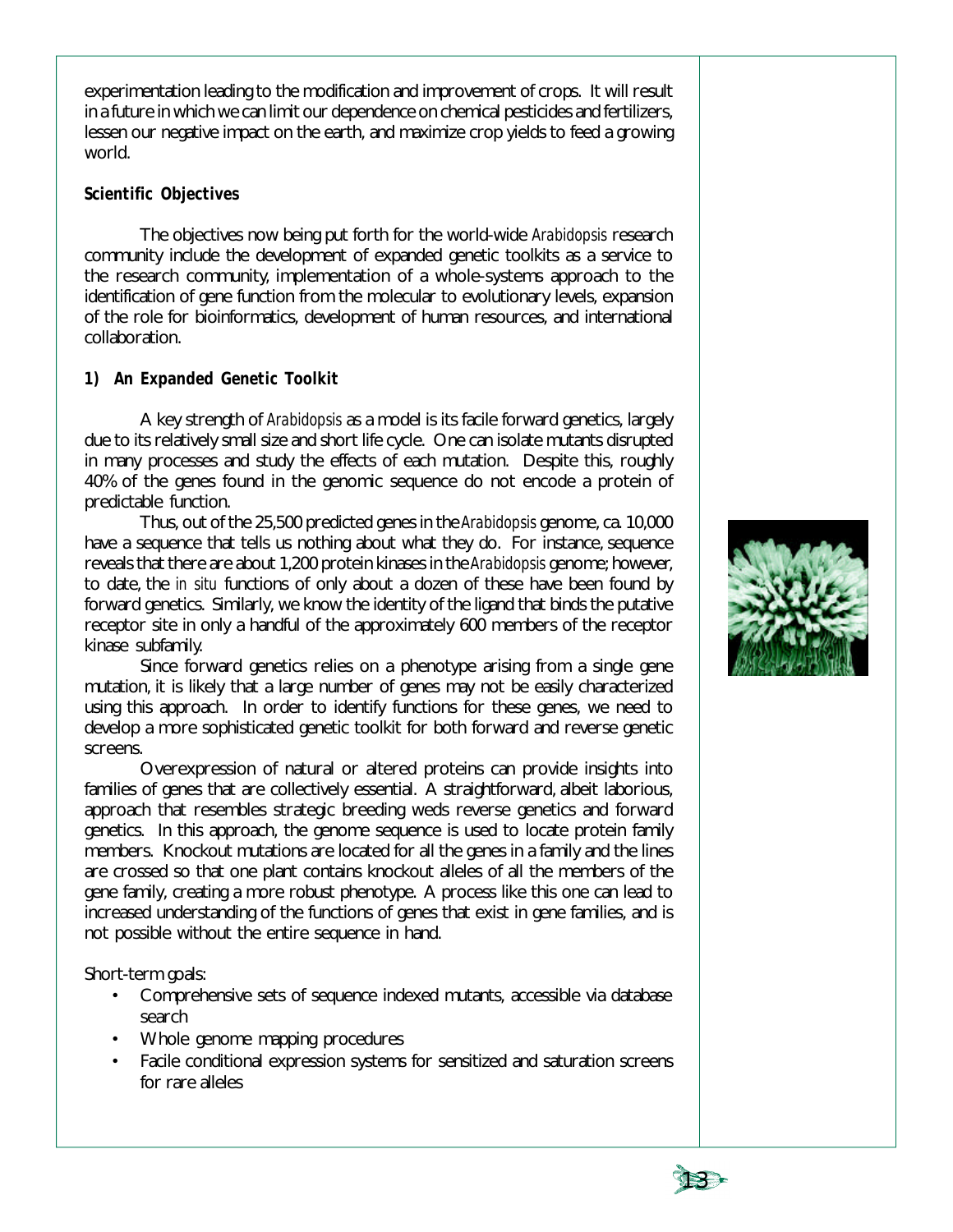experimentation leading to the modification and improvement of crops. It will result in a future in which we can limit our dependence on chemical pesticides and fertilizers, lessen our negative impact on the earth, and maximize crop yields to feed a growing world.

**Scientific Objectives**

The objectives now being put forth for the world-wide *Arabidopsis* research community include the development of expanded genetic toolkits as a service to the research community, implementation of a whole-systems approach to the identification of gene function from the molecular to evolutionary levels, expansion of the role for bioinformatics, development of human resources, and international collaboration.

**1) An Expanded Genetic Toolkit**

A key strength of *Arabidopsis* as a model is its facile forward genetics, largely due to its relatively small size and short life cycle. One can isolate mutants disrupted in many processes and study the effects of each mutation. Despite this, roughly 40% of the genes found in the genomic sequence do not encode a protein of predictable function.

Thus, out of the 25,500 predicted genes in the *Arabidopsis* genome, ca. 10,000 have a sequence that tells us nothing about what they do. For instance, sequence reveals that there are about 1,200 protein kinases in the *Arabidopsis* genome; however, to date, the *in situ* functions of only about a dozen of these have been found by forward genetics. Similarly, we know the identity of the ligand that binds the putative receptor site in only a handful of the approximately 600 members of the receptor kinase subfamily.

Since forward genetics relies on a phenotype arising from a single gene mutation, it is likely that a large number of genes may not be easily characterized using this approach. In order to identify functions for these genes, we need to develop a more sophisticated genetic toolkit for both forward and reverse genetic screens.

Overexpression of natural or altered proteins can provide insights into families of genes that are collectively essential. A straightforward, albeit laborious, approach that resembles strategic breeding weds reverse genetics and forward genetics. In this approach, the genome sequence is used to locate protein family members. Knockout mutations are located for all the genes in a family and the lines are crossed so that one plant contains knockout alleles of all the members of the gene family, creating a more robust phenotype. A process like this one can lead to increased understanding of the functions of genes that exist in gene families, and is not possible without the entire sequence in hand.

Short-term goals:

- Comprehensive sets of sequence indexed mutants, accessible via database search
- Whole genome mapping procedures
- Facile conditional expression systems for sensitized and saturation screens for rare alleles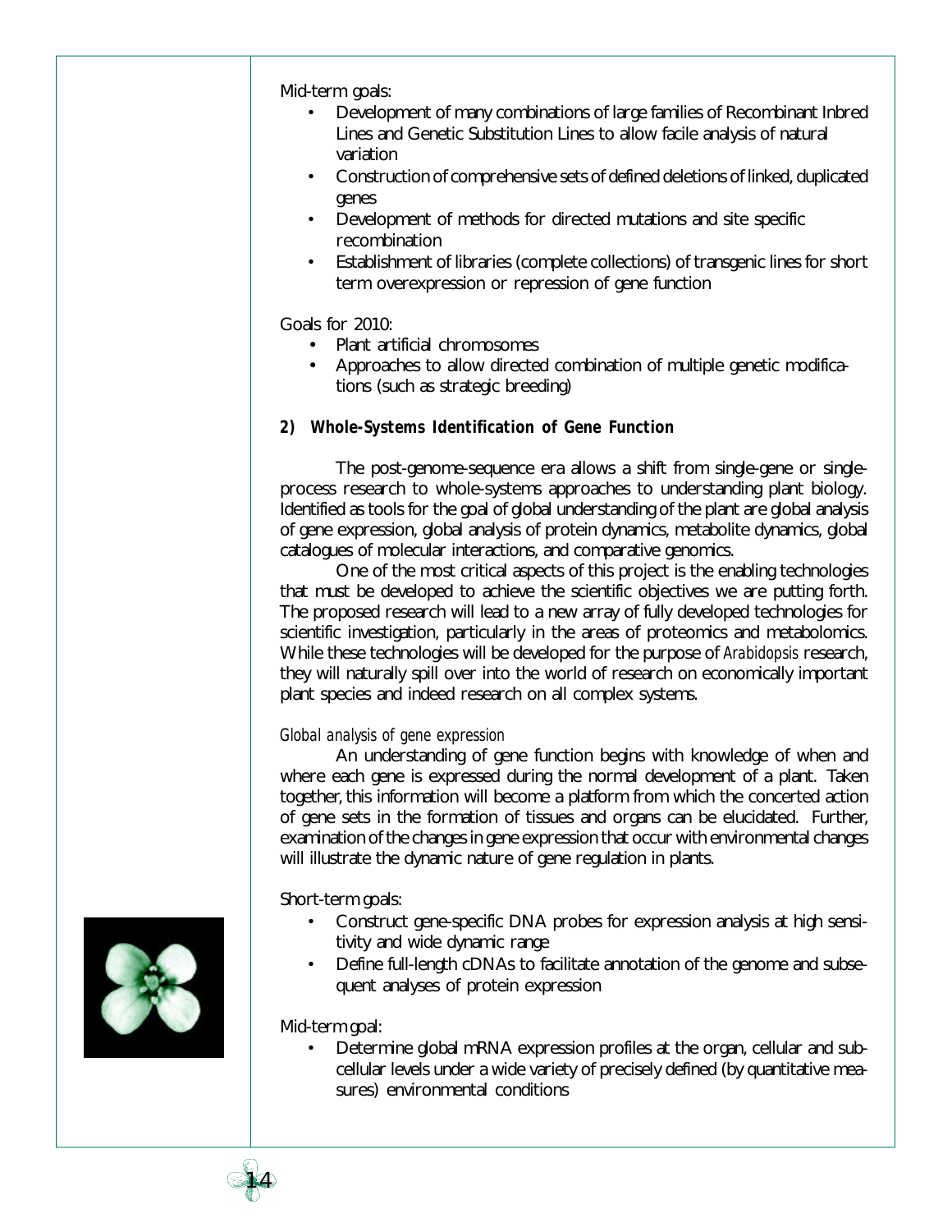Mid-term goals:

- Development of many combinations of large families of Recombinant Inbred Lines and Genetic Substitution Lines to allow facile analysis of natural variation
- Construction of comprehensive sets of defined deletions of linked, duplicated genes
- Development of methods for directed mutations and site specific recombination
- Establishment of libraries (complete collections) of transgenic lines for short term overexpression or repression of gene function

Goals for 2010:

- Plant artificial chromosomes
- Approaches to allow directed combination of multiple genetic modifications (such as strategic breeding)

### 2) Whole-Systems Identification of Gene Function

The post-genome-sequence era allows a shift from single-gene or single-process research to whole-systems approaches to understanding plant biology. Identified as tools for the goal of global understanding of the plant are global analysis of gene expression, global analysis of protein dynamics, metabolite dynamics, global catalogues of molecular interactions, and comparative genomics.

One of the most critical aspects of this project is the enabling technologies that must be developed to achieve the scientific objectives we are putting forth. The proposed research will lead to a new array of fully developed technologies for scientific investigation, particularly in the areas of proteomics and metabolomics. While these technologies will be developed for the purpose of *Arabidopsis* research, they will naturally spill over into the world of research on economically important plant species and indeed research on all complex systems.

*Global analysis of gene expression*

An understanding of gene function begins with knowledge of when and where each gene is expressed during the normal development of a plant. Taken together, this information will become a platform from which the concerted action of gene sets in the formation of tissues and organs can be elucidated. Further, examination of the changes in gene expression that occur with environmental changes will illustrate the dynamic nature of gene regulation in plants.

Short-term goals:

- Construct gene-specific DNA probes for expression analysis at high sensitivity and wide dynamic range
- Define full-length cDNAs to facilitate annotation of the genome and subsequent analyses of protein expression

Mid-term goal:

- Determine global mRNA expression profiles at the organ, cellular and subcellular levels under a wide variety of precisely defined (by quantitative measures) environmental conditions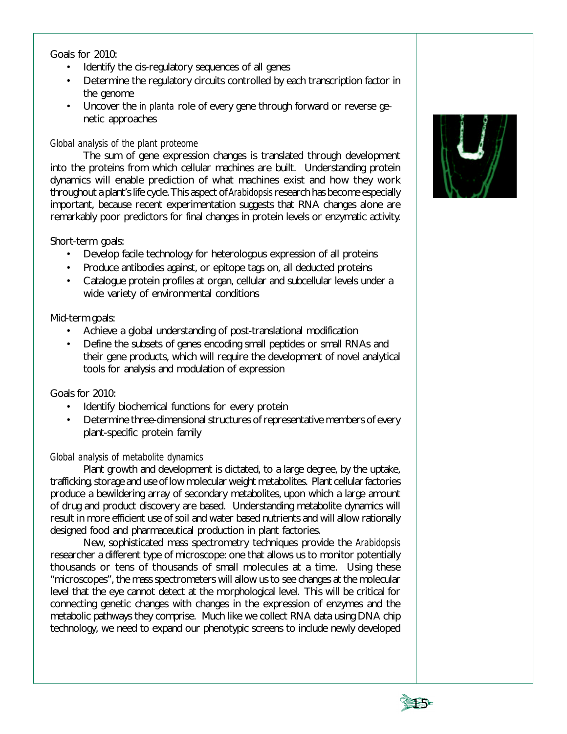Goals for 2010:

- Identify the cis-regulatory sequences of all genes
- Determine the regulatory circuits controlled by each transcription factor in the genome
- Uncover the *in planta* role of every gene through forward or reverse genetic approaches

*Global analysis of the plant proteome*

The sum of gene expression changes is translated through development into the proteins from which cellular machines are built. Understanding protein dynamics will enable prediction of what machines exist and how they work throughout a plant's life cycle. This aspect of *Arabidopsis* research has become especially important, because recent experimentation suggests that RNA changes alone are remarkably poor predictors for final changes in protein levels or enzymatic activity.

Short-term goals:

- Develop facile technology for heterologous expression of all proteins
- Produce antibodies against, or epitope tags on, all deducted proteins
- Catalogue protein profiles at organ, cellular and subcellular levels under a wide variety of environmental conditions

Mid-term goals:

- Achieve a global understanding of post-translational modification
- Define the subsets of genes encoding small peptides or small RNAs and their gene products, which will require the development of novel analytical tools for analysis and modulation of expression

Goals for 2010:

- Identify biochemical functions for every protein
- Determine three-dimensional structures of representative members of every plant-specific protein family

*Global analysis of metabolite dynamics*

Plant growth and development is dictated, to a large degree, by the uptake, trafficking, storage and use of low molecular weight metabolites. Plant cellular factories produce a bewildering array of secondary metabolites, upon which a large amount of drug and product discovery are based. Understanding metabolite dynamics will result in more efficient use of soil and water based nutrients and will allow rationally designed food and pharmaceutical production in plant factories.

New, sophisticated mass spectrometry techniques provide the *Arabidopsis* researcher a different type of microscope: one that allows us to monitor potentially thousands or tens of thousands of small molecules at a time. Using these "microscopes", the mass spectrometers will allow us to see changes at the molecular level that the eye cannot detect at the morphological level. This will be critical for connecting genetic changes with changes in the expression of enzymes and the metabolic pathways they comprise. Much like we collect RNA data using DNA chip technology, we need to expand our phenotypic screens to include newly developed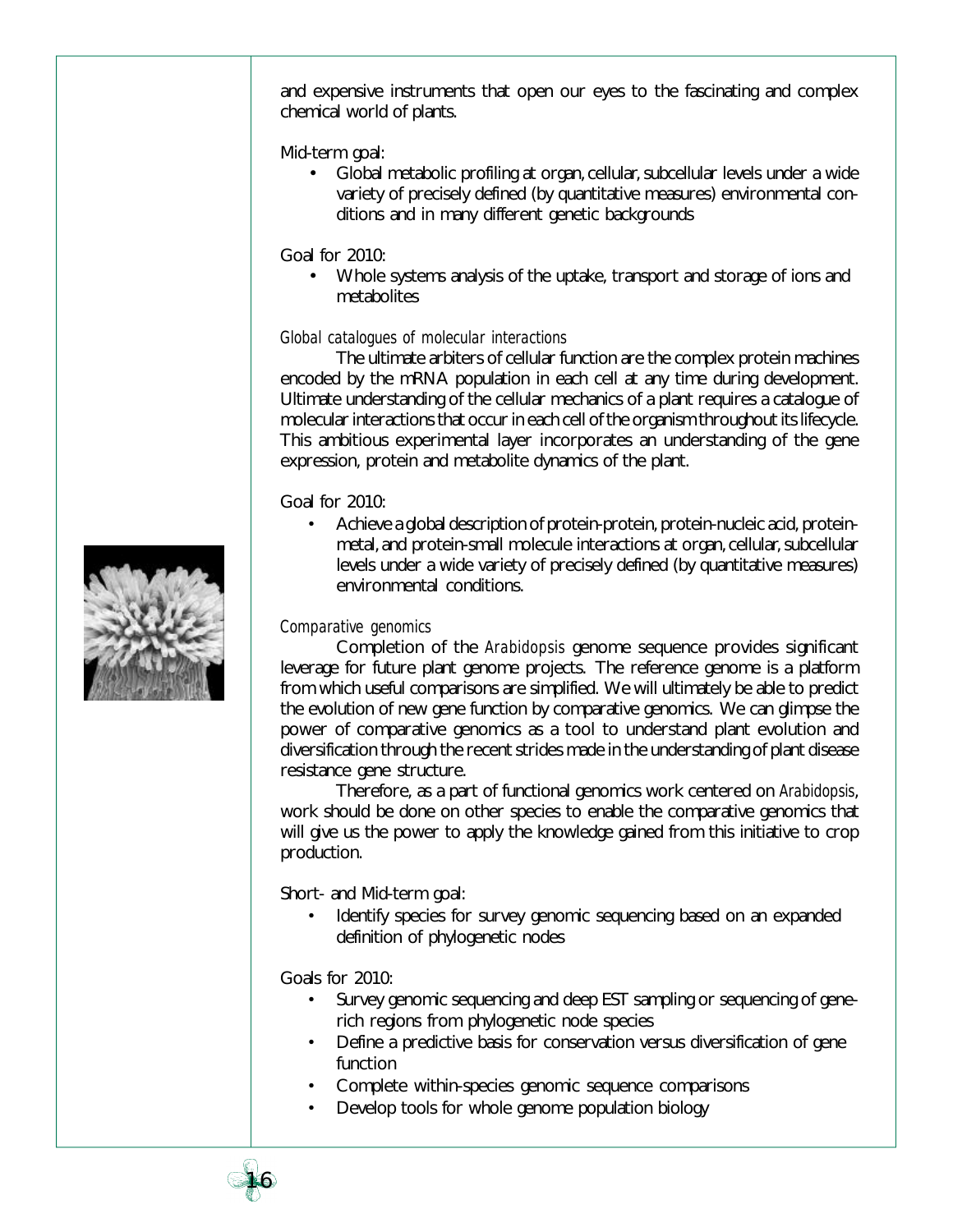and expensive instruments that open our eyes to the fascinating and complex chemical world of plants.

Mid-term goal:

- Global metabolic profiling at organ, cellular, subcellular levels under a wide variety of precisely defined (by quantitative measures) environmental conditions and in many different genetic backgrounds

Goal for 2010:

- Whole systems analysis of the uptake, transport and storage of ions and metabolites

### *Global catalogues of molecular interactions*

The ultimate arbiters of cellular function are the complex protein machines encoded by the mRNA population in each cell at any time during development. Ultimate understanding of the cellular mechanics of a plant requires a catalogue of molecular interactions that occur in each cell of the organism throughout its lifecycle. This ambitious experimental layer incorporates an understanding of the gene expression, protein and metabolite dynamics of the plant.

Goal for 2010:

- Achieve a global description of protein-protein, protein-nucleic acid, protein-metal, and protein-small molecule interactions at organ, cellular, subcellular levels under a wide variety of precisely defined (by quantitative measures) environmental conditions.

### *Comparative genomics*

Completion of the *Arabidopsis* genome sequence provides significant leverage for future plant genome projects. The reference genome is a platform from which useful comparisons are simplified. We will ultimately be able to predict the evolution of new gene function by comparative genomics. We can glimpse the power of comparative genomics as a tool to understand plant evolution and diversification through the recent strides made in the understanding of plant disease resistance gene structure.

Therefore, as a part of functional genomics work centered on *Arabidopsis*, work should be done on other species to enable the comparative genomics that will give us the power to apply the knowledge gained from this initiative to crop production.

Short- and Mid-term goal:

- Identify species for survey genomic sequencing based on an expanded definition of phylogenetic nodes

Goals for 2010:

- Survey genomic sequencing and deep EST sampling or sequencing of gene-rich regions from phylogenetic node species
- Define a predictive basis for conservation versus diversification of gene function
- Complete within-species genomic sequence comparisons
- Develop tools for whole genome population biology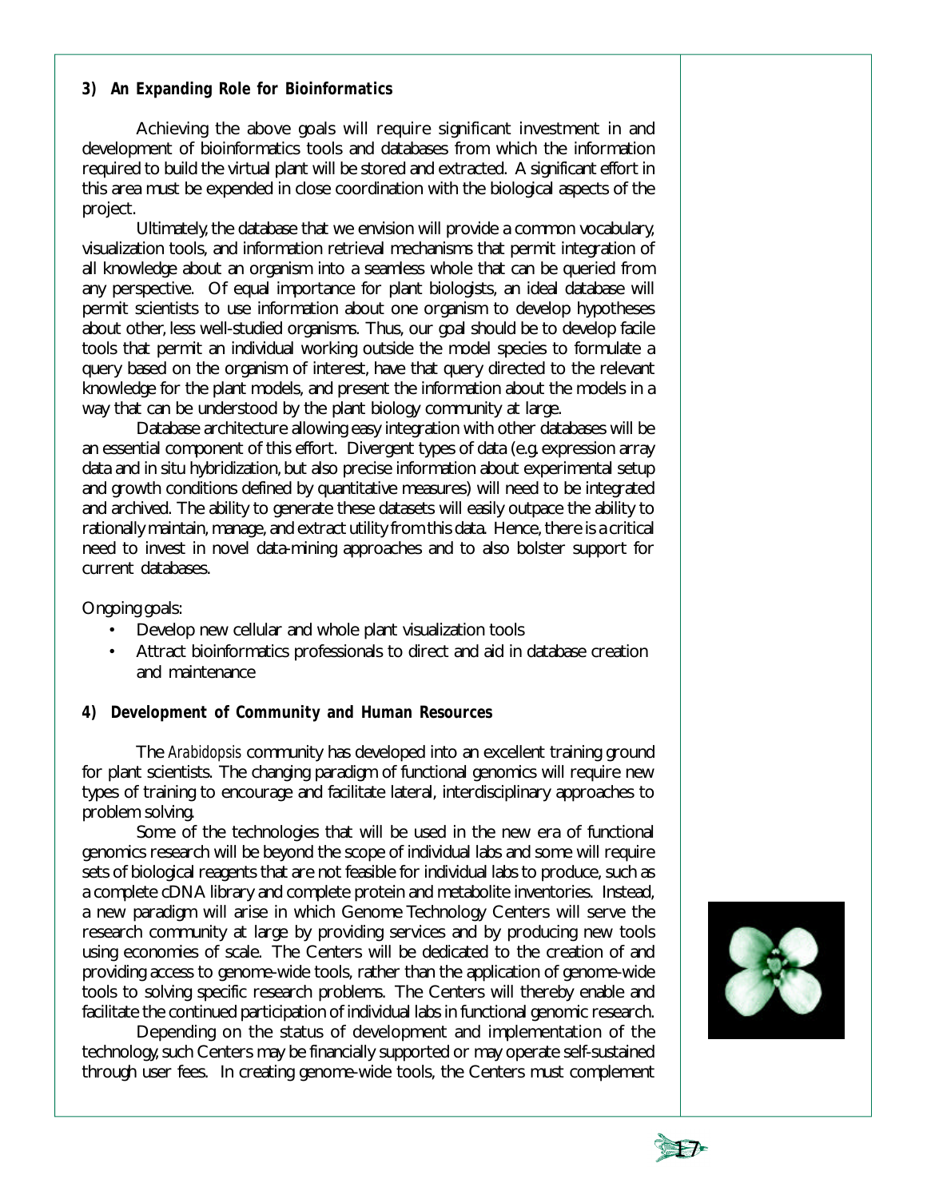### 3) An Expanding Role for Bioinformatics

Achieving the above goals will require significant investment in and development of bioinformatics tools and databases from which the information required to build the virtual plant will be stored and extracted. A significant effort in this area must be expended in close coordination with the biological aspects of the project.

Ultimately, the database that we envision will provide a common vocabulary, visualization tools, and information retrieval mechanisms that permit integration of all knowledge about an organism into a seamless whole that can be queried from any perspective. Of equal importance for plant biologists, an ideal database will permit scientists to use information about one organism to develop hypotheses about other, less well-studied organisms. Thus, our goal should be to develop facile tools that permit an individual working outside the model species to formulate a query based on the organism of interest, have that query directed to the relevant knowledge for the plant models, and present the information about the models in a way that can be understood by the plant biology community at large.

Database architecture allowing easy integration with other databases will be an essential component of this effort. Divergent types of data (e.g. expression array data and in situ hybridization, but also precise information about experimental setup and growth conditions defined by quantitative measures) will need to be integrated and archived. The ability to generate these datasets will easily outpace the ability to rationally maintain, manage, and extract utility from this data. Hence, there is a critical need to invest in novel data-mining approaches and to also bolster support for current databases.

Ongoing goals:

- Develop new cellular and whole plant visualization tools
- Attract bioinformatics professionals to direct and aid in database creation and maintenance

### 4) Development of Community and Human Resources

The *Arabidopsis* community has developed into an excellent training ground for plant scientists. The changing paradigm of functional genomics will require new types of training to encourage and facilitate lateral, interdisciplinary approaches to problem solving.

Some of the technologies that will be used in the new era of functional genomics research will be beyond the scope of individual labs and some will require sets of biological reagents that are not feasible for individual labs to produce, such as a complete cDNA library and complete protein and metabolite inventories. Instead, a new paradigm will arise in which Genome Technology Centers will serve the research community at large by providing services and by producing new tools using economies of scale. The Centers will be dedicated to the creation of and providing access to genome-wide tools, rather than the application of genome-wide tools to solving specific research problems. The Centers will thereby enable and facilitate the continued participation of individual labs in functional genomic research.

Depending on the status of development and implementation of the technology, such Centers may be financially supported or may operate self-sustained through user fees. In creating genome-wide tools, the Centers must complement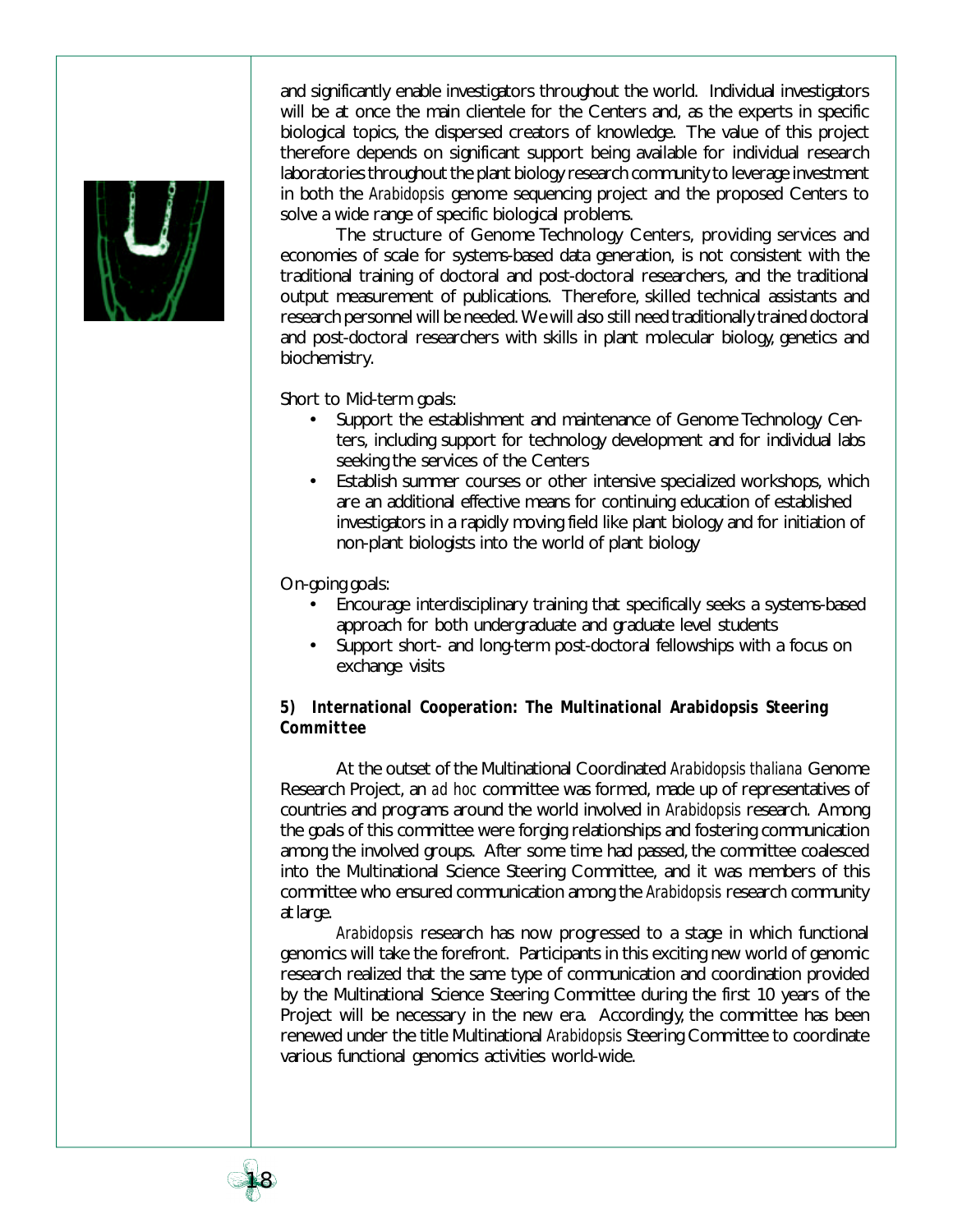and significantly enable investigators throughout the world. Individual investigators will be at once the main clientele for the Centers and, as the experts in specific biological topics, the dispersed creators of knowledge. The value of this project therefore depends on significant support being available for individual research laboratories throughout the plant biology research community to leverage investment in both the *Arabidopsis* genome sequencing project and the proposed Centers to solve a wide range of specific biological problems.

The structure of Genome Technology Centers, providing services and economies of scale for systems-based data generation, is not consistent with the traditional training of doctoral and post-doctoral researchers, and the traditional output measurement of publications. Therefore, skilled technical assistants and research personnel will be needed. We will also still need traditionally trained doctoral and post-doctoral researchers with skills in plant molecular biology, genetics and biochemistry.

Short to Mid-term goals:

- Support the establishment and maintenance of Genome Technology Centers, including support for technology development and for individual labs seeking the services of the Centers
- Establish summer courses or other intensive specialized workshops, which are an additional effective means for continuing education of established investigators in a rapidly moving field like plant biology and for initiation of non-plant biologists into the world of plant biology

On-going goals:

- Encourage interdisciplinary training that specifically seeks a systems-based approach for both undergraduate and graduate level students
- Support short- and long-term post-doctoral fellowships with a focus on exchange visits

### 5) International Cooperation: The Multinational Arabidopsis Steering Committee

At the outset of the Multinational Coordinated *Arabidopsis thaliana* Genome Research Project, an *ad hoc* committee was formed, made up of representatives of countries and programs around the world involved in *Arabidopsis* research. Among the goals of this committee were forging relationships and fostering communication among the involved groups. After some time had passed, the committee coalesced into the Multinational Science Steering Committee, and it was members of this committee who ensured communication among the *Arabidopsis* research community at large.

*Arabidopsis* research has now progressed to a stage in which functional genomics will take the forefront. Participants in this exciting new world of genomic research realized that the same type of communication and coordination provided by the Multinational Science Steering Committee during the first 10 years of the Project will be necessary in the new era. Accordingly, the committee has been renewed under the title Multinational *Arabidopsis* Steering Committee to coordinate various functional genomics activities world-wide.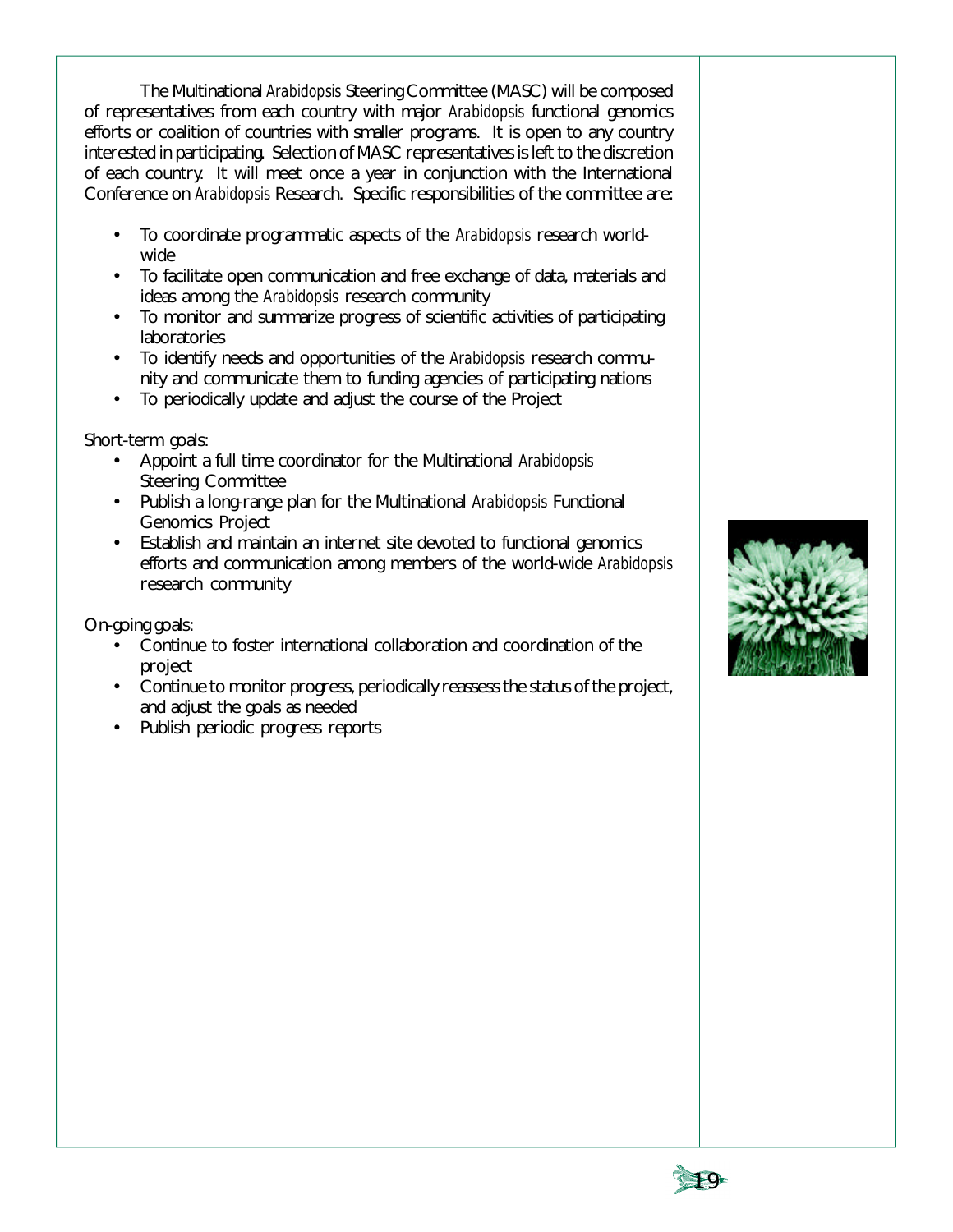The Multinational *Arabidopsis* Steering Committee (MASC) will be composed of representatives from each country with major *Arabidopsis* functional genomics efforts or coalition of countries with smaller programs. It is open to any country interested in participating. Selection of MASC representatives is left to the discretion of each country. It will meet once a year in conjunction with the International Conference on *Arabidopsis* Research. Specific responsibilities of the committee are:

- To coordinate programmatic aspects of the *Arabidopsis* research world-wide
- To facilitate open communication and free exchange of data, materials and ideas among the *Arabidopsis* research community
- To monitor and summarize progress of scientific activities of participating laboratories
- To identify needs and opportunities of the *Arabidopsis* research community and communicate them to funding agencies of participating nations
- To periodically update and adjust the course of the Project

Short-term goals:

- Appoint a full time coordinator for the Multinational *Arabidopsis* Steering Committee
- Publish a long-range plan for the Multinational *Arabidopsis* Functional Genomics Project
- Establish and maintain an internet site devoted to functional genomics efforts and communication among members of the world-wide *Arabidopsis* research community

On-going goals:

- Continue to foster international collaboration and coordination of the project
- Continue to monitor progress, periodically reassess the status of the project, and adjust the goals as needed
- Publish periodic progress reports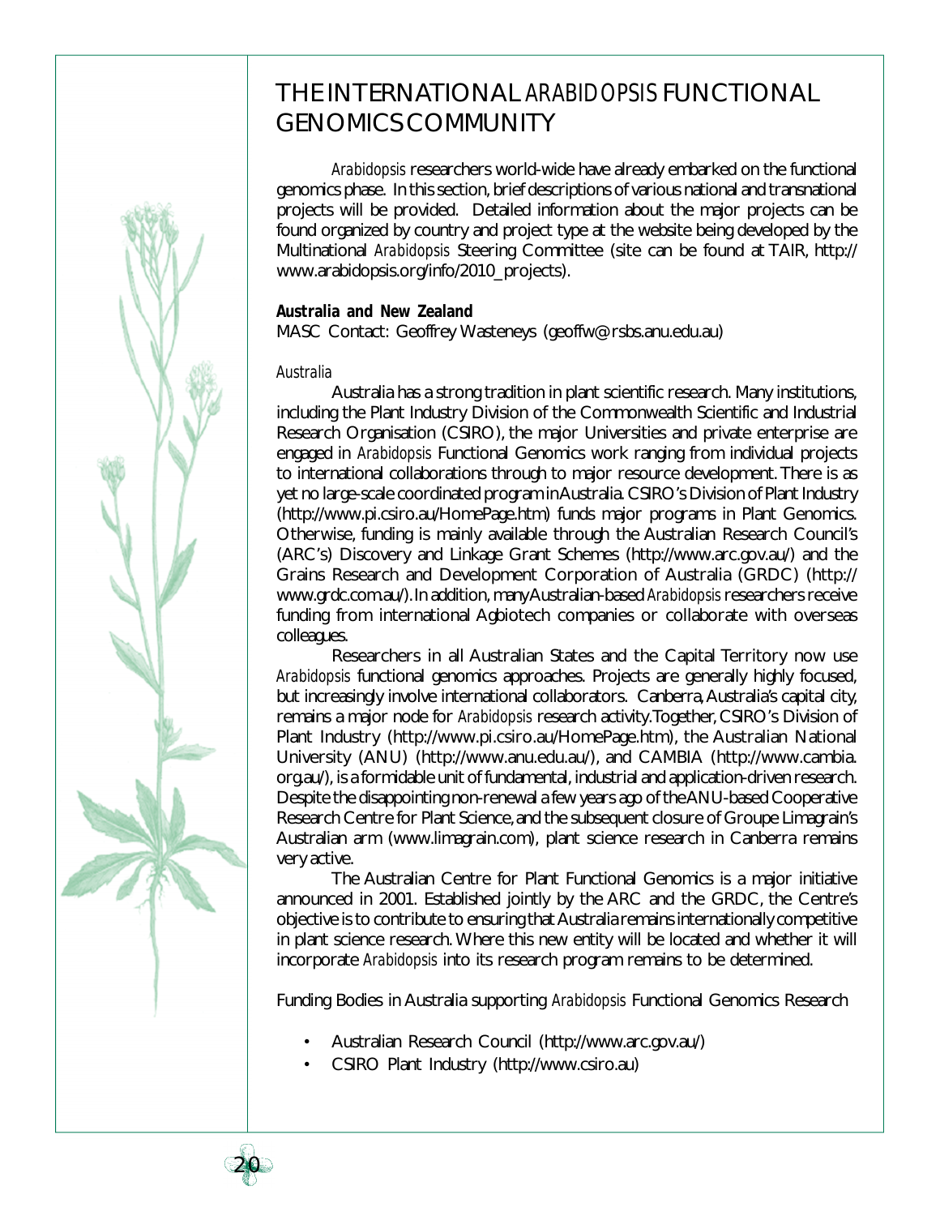# THE INTERNATIONAL *ARABIDOPSIS* FUNCTIONAL GENOMICS COMMUNITY

*Arabidopsis* researchers world-wide have already embarked on the functional genomics phase. In this section, brief descriptions of various national and transnational projects will be provided. Detailed information about the major projects can be found organized by country and project type at the website being developed by the Multinational *Arabidopsis* Steering Committee (site can be found at TAIR, http://www.arabidopsis.org/info/2010_projects).

**Australia and New Zealand**

MASC Contact: Geoffrey Wasteneys (geoffw@rsbs.anu.edu.au)

*Australia*

Australia has a strong tradition in plant scientific research. Many institutions, including the Plant Industry Division of the Commonwealth Scientific and Industrial Research Organisation (CSIRO), the major Universities and private enterprise are engaged in *Arabidopsis* Functional Genomics work ranging from individual projects to international collaborations through to major resource development. There is as yet no large-scale coordinated program in Australia. CSIRO's Division of Plant Industry (http://www.pi.csiro.au/HomePage.htm) funds major programs in Plant Genomics. Otherwise, funding is mainly available through the Australian Research Council's (ARC's) Discovery and Linkage Grant Schemes (http://www.arc.gov.au/) and the Grains Research and Development Corporation of Australia (GRDC) (http://www.grdc.com.au/). In addition, many Australian-based *Arabidopsis* researchers receive funding from international Agbiotech companies or collaborate with overseas colleagues.

Researchers in all Australian States and the Capital Territory now use *Arabidopsis* functional genomics approaches. Projects are generally highly focused, but increasingly involve international collaborators. Canberra, Australia's capital city, remains a major node for *Arabidopsis* research activity. Together, CSIRO's Division of Plant Industry (http://www.pi.csiro.au/HomePage.htm), the Australian National University (ANU) (http://www.anu.edu.au/), and CAMBIA (http://www.cambia.org.au/), is a formidable unit of fundamental, industrial and application-driven research. Despite the disappointing non-renewal a few years ago of the ANU-based Cooperative Research Centre for Plant Science, and the subsequent closure of Groupe Limagrain's Australian arm (www.limagrain.com), plant science research in Canberra remains very active.

The Australian Centre for Plant Functional Genomics is a major initiative announced in 2001. Established jointly by the ARC and the GRDC, the Centre's objective is to contribute to ensuring that Australia remains internationally competitive in plant science research. Where this new entity will be located and whether it will incorporate *Arabidopsis* into its research program remains to be determined.

Funding Bodies in Australia supporting *Arabidopsis* Functional Genomics Research

- Australian Research Council (http://www.arc.gov.au/)
- CSIRO Plant Industry (http://www.csiro.au)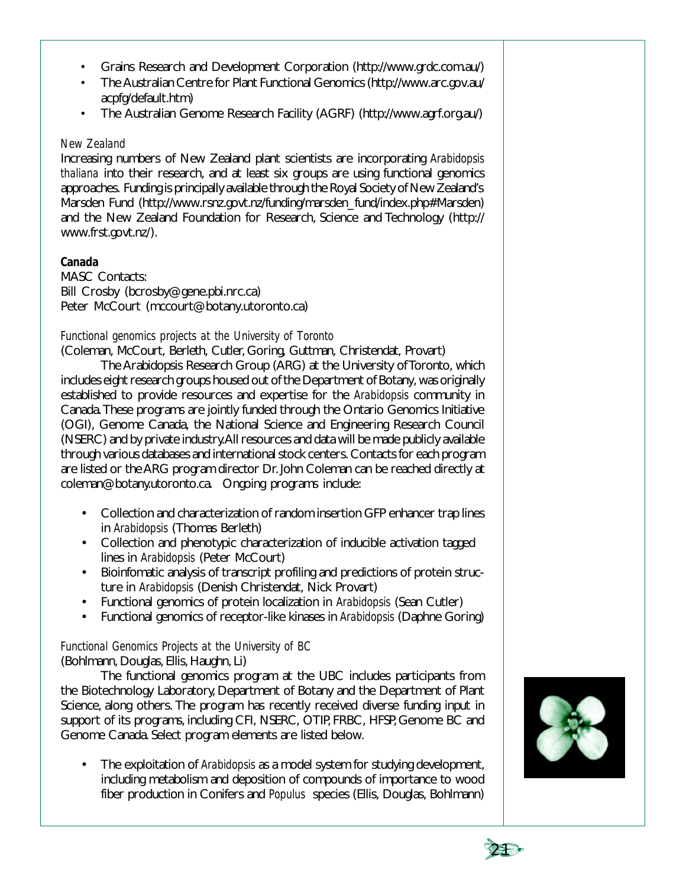- Grains Research and Development Corporation (http://www.grdc.com.au/)
- The Australian Centre for Plant Functional Genomics (http://www.arc.gov.au/acpfg/default.htm)
- The Australian Genome Research Facility (AGRF) (http://www.agrf.org.au/)

*New Zealand*

Increasing numbers of New Zealand plant scientists are incorporating *Arabidopsis thaliana* into their research, and at least six groups are using functional genomics approaches. Funding is principally available through the Royal Society of New Zealand's Marsden Fund (http://www.rsnz.govt.nz/funding/marsden_fund/index.php#Marsden) and the New Zealand Foundation for Research, Science and Technology (http://www.frst.govt.nz/).

**Canada**

MASC Contacts:
Bill Crosby (bcrosby@gene.pbi.nrc.ca)
Peter McCourt (mccourt@botany.utoronto.ca)

*Functional genomics projects at the University of Toronto*

(Coleman, McCourt, Berleth, Cutler, Goring, Guttman, Christendat, Provart)

The Arabidopsis Research Group (ARG) at the University of Toronto, which includes eight research groups housed out of the Department of Botany, was originally established to provide resources and expertise for the *Arabidopsis* community in Canada. These programs are jointly funded through the Ontario Genomics Initiative (OGI), Genome Canada, the National Science and Engineering Research Council (NSERC) and by private industry. All resources and data will be made publicly available through various databases and international stock centers. Contacts for each program are listed or the ARG program director Dr. John Coleman can be reached directly at coleman@botany.utoronto.ca. Ongoing programs include:

- Collection and characterization of random insertion GFP enhancer trap lines in *Arabidopsis* (Thomas Berleth)
- Collection and phenotypic characterization of inducible activation tagged lines in *Arabidopsis* (Peter McCourt)
- Bioinfomatic analysis of transcript profiling and predictions of protein structure in *Arabidopsis* (Denish Christendat, Nick Provart)
- Functional genomics of protein localization in *Arabidopsis* (Sean Cutler)
- Functional genomics of receptor-like kinases in *Arabidopsis* (Daphne Goring)

*Functional Genomics Projects at the University of BC*

(Bohlmann, Douglas, Ellis, Haughn, Li)

The functional genomics program at the UBC includes participants from the Biotechnology Laboratory, Department of Botany and the Department of Plant Science, along others. The program has recently received diverse funding input in support of its programs, including CFI, NSERC, OTIP, FRBC, HFSP, Genome BC and Genome Canada. Select program elements are listed below.

- The exploitation of *Arabidopsis* as a model system for studying development, including metabolism and deposition of compounds of importance to wood fiber production in Conifers and *Populus* species (Ellis, Douglas, Bohlmann)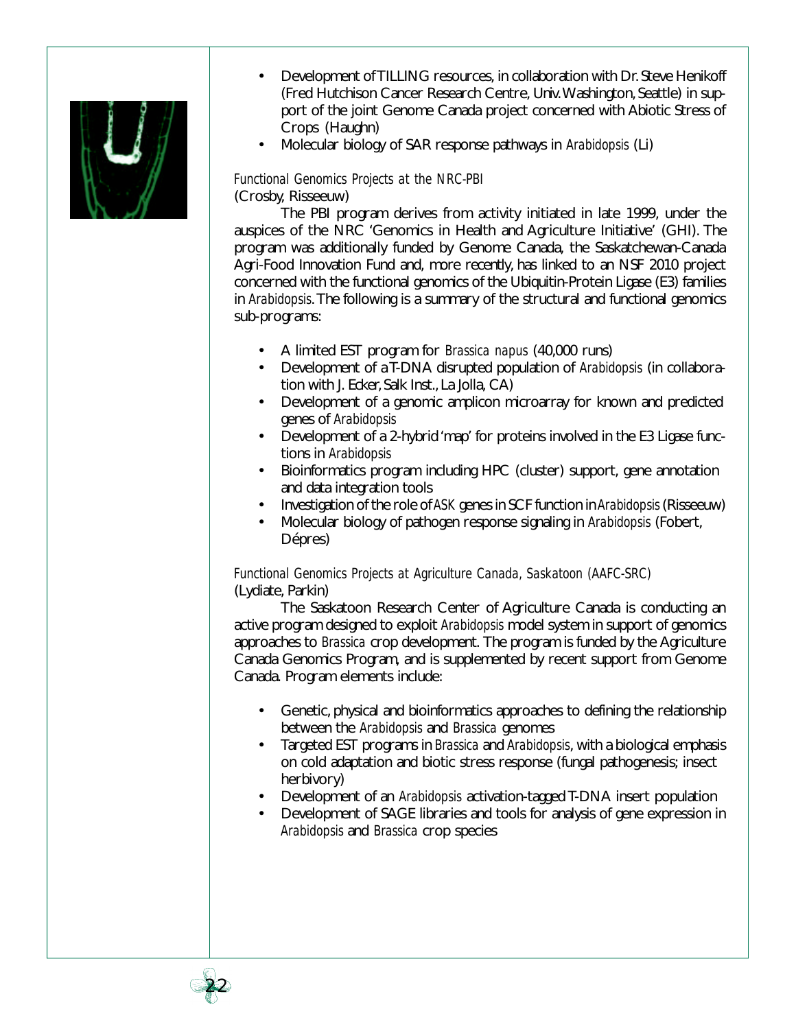- Development of TILLING resources, in collaboration with Dr. Steve Henikoff (Fred Hutchison Cancer Research Centre, Univ. Washington, Seattle) in support of the joint Genome Canada project concerned with Abiotic Stress of Crops (Haughn)
- Molecular biology of SAR response pathways in *Arabidopsis* (Li)

*Functional Genomics Projects at the NRC-PBI*
(Crosby, Risseeuw)

The PBI program derives from activity initiated in late 1999, under the auspices of the NRC 'Genomics in Health and Agriculture Initiative' (GHI). The program was additionally funded by Genome Canada, the Saskatchewan-Canada Agri-Food Innovation Fund and, more recently, has linked to an NSF 2010 project concerned with the functional genomics of the Ubiquitin-Protein Ligase (E3) families in *Arabidopsis*. The following is a summary of the structural and functional genomics sub-programs:

- A limited EST program for *Brassica napus* (40,000 runs)
- Development of a T-DNA disrupted population of *Arabidopsis* (in collaboration with J. Ecker, Salk Inst., La Jolla, CA)
- Development of a genomic amplicon microarray for known and predicted genes of *Arabidopsis*
- Development of a 2-hybrid 'map' for proteins involved in the E3 Ligase functions in *Arabidopsis*
- Bioinformatics program including HPC (cluster) support, gene annotation and data integration tools
- Investigation of the role of *ASK* genes in SCF function in *Arabidopsis* (Risseeuw)
- Molecular biology of pathogen response signaling in *Arabidopsis* (Fobert, Dépres)

*Functional Genomics Projects at Agriculture Canada, Saskatoon (AAFC-SRC)*
(Lydiate, Parkin)

The Saskatoon Research Center of Agriculture Canada is conducting an active program designed to exploit *Arabidopsis* model system in support of genomics approaches to *Brassica* crop development. The program is funded by the Agriculture Canada Genomics Program, and is supplemented by recent support from Genome Canada. Program elements include:

- Genetic, physical and bioinformatics approaches to defining the relationship between the *Arabidopsis* and *Brassica* genomes
- Targeted EST programs in *Brassica* and *Arabidopsis*, with a biological emphasis on cold adaptation and biotic stress response (fungal pathogenesis; insect herbivory)
- Development of an *Arabidopsis* activation-tagged T-DNA insert population
- Development of SAGE libraries and tools for analysis of gene expression in *Arabidopsis* and *Brassica* crop species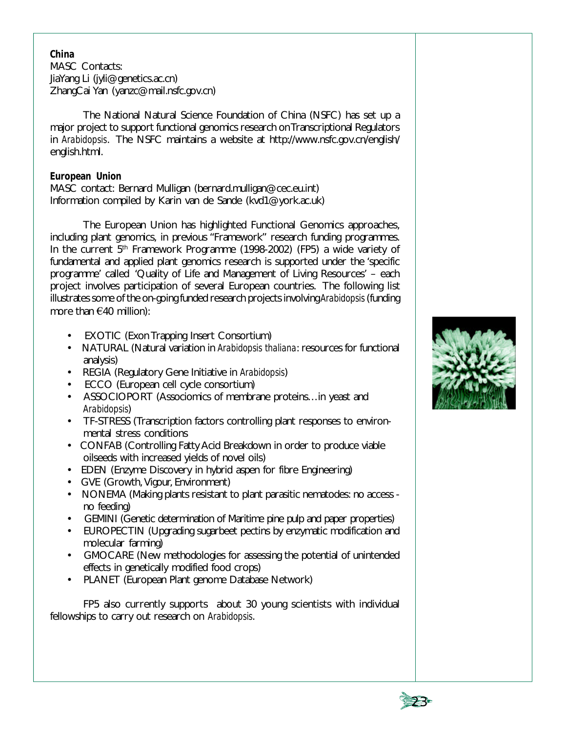**China**

MASC Contacts:
JiaYang Li (jyli@genetics.ac.cn)
ZhangCai Yan (yanzc@mail.nsfc.gov.cn)

The National Natural Science Foundation of China (NSFC) has set up a major project to support functional genomics research on Transcriptional Regulators in *Arabidopsis*. The NSFC maintains a website at http://www.nsfc.gov.cn/english/english.html.

**European Union**

MASC contact: Bernard Mulligan (bernard.mulligan@cec.eu.int)
Information compiled by Karin van de Sande (kvd1@york.ac.uk)

The European Union has highlighted Functional Genomics approaches, including plant genomics, in previous "Framework" research funding programmes. In the current 5th Framework Programme (1998-2002) (FP5) a wide variety of fundamental and applied plant genomics research is supported under the 'specific programme' called 'Quality of Life and Management of Living Resources' – each project involves participation of several European countries. The following list illustrates some of the on-going funded research projects involving *Arabidopsis* (funding more than €40 million):

- EXOTIC (Exon Trapping Insert Consortium)
- NATURAL (Natural variation in *Arabidopsis thaliana*: resources for functional analysis)
- REGIA (Regulatory Gene Initiative in *Arabidopsis*)
- ECCO (European cell cycle consortium)
- ASSOCIOPORT (Associomics of membrane proteins…in yeast and *Arabidopsis*)
- TF-STRESS (Transcription factors controlling plant responses to environmental stress conditions
- CONFAB (Controlling Fatty Acid Breakdown in order to produce viable oilseeds with increased yields of novel oils)
- EDEN (Enzyme Discovery in hybrid aspen for fibre Engineering)
- GVE (Growth, Vigour, Environment)
- NONEMA (Making plants resistant to plant parasitic nematodes: no access - no feeding)
- GEMINI (Genetic determination of Maritime pine pulp and paper properties)
- EUROPECTIN (Upgrading sugarbeet pectins by enzymatic modification and molecular farming)
- GMOCARE (New methodologies for assessing the potential of unintended effects in genetically modified food crops)
- PLANET (European Plant genome Database Network)

FP5 also currently supports about 30 young scientists with individual fellowships to carry out research on *Arabidopsis*.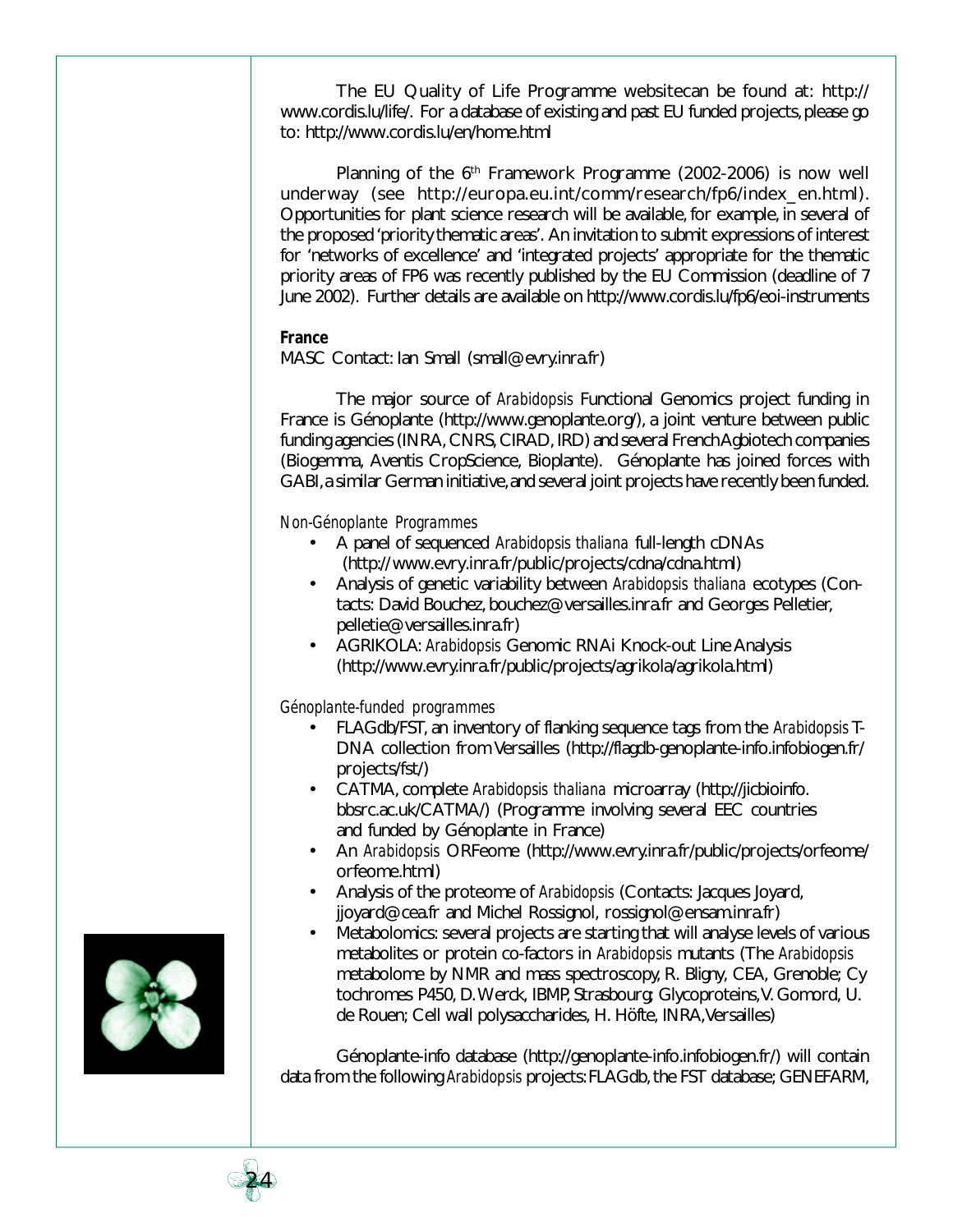The EU Quality of Life Programme websitecan be found at: http://www.cordis.lu/life/. For a database of existing and past EU funded projects, please go to: http://www.cordis.lu/en/home.html

Planning of the 6th Framework Programme (2002-2006) is now well underway (see http://europa.eu.int/comm/research/fp6/index_en.html). Opportunities for plant science research will be available, for example, in several of the proposed 'priority thematic areas'. An invitation to submit expressions of interest for 'networks of excellence' and 'integrated projects' appropriate for the thematic priority areas of FP6 was recently published by the EU Commission (deadline of 7 June 2002). Further details are available on http://www.cordis.lu/fp6/eoi-instruments

**France**

MASC Contact: Ian Small (small@evry.inra.fr)

The major source of *Arabidopsis* Functional Genomics project funding in France is Génoplante (http://www.genoplante.org/), a joint venture between public funding agencies (INRA, CNRS, CIRAD, IRD) and several French Agbiotech companies (Biogemma, Aventis CropScience, Bioplante). Génoplante has joined forces with GABI, a similar German initiative, and several joint projects have recently been funded.

*Non-Génoplante Programmes*

- A panel of sequenced *Arabidopsis thaliana* full-length cDNAs (http://www.evry.inra.fr/public/projects/cdna/cdna.html)
- Analysis of genetic variability between *Arabidopsis thaliana* ecotypes (Contacts: David Bouchez, bouchez@versailles.inra.fr and Georges Pelletier, pelletie@versailles.inra.fr)
- AGRIKOLA: *Arabidopsis* Genomic RNAi Knock-out Line Analysis (http://www.evry.inra.fr/public/projects/agrikola/agrikola.html)

*Génoplante-funded programmes*

- FLAGdb/FST, an inventory of flanking sequence tags from the *Arabidopsis* T-DNA collection from Versailles (http://flagdb-genoplante-info.infobiogen.fr/projects/fst/)
- CATMA, complete *Arabidopsis thaliana* microarray (http://jicbioinfo.bbsrc.ac.uk/CATMA/) (Programme involving several EEC countries and funded by Génoplante in France)
- An *Arabidopsis* ORFeome (http://www.evry.inra.fr/public/projects/orfeome/orfeome.html)
- Analysis of the proteome of *Arabidopsis* (Contacts: Jacques Joyard, jjoyard@cea.fr and Michel Rossignol, rossignol@ensam.inra.fr)
- Metabolomics: several projects are starting that will analyse levels of various metabolites or protein co-factors in *Arabidopsis* mutants (The *Arabidopsis* metabolome by NMR and mass spectroscopy, R. Bligny, CEA, Grenoble; Cytochromes P450, D. Werck, IBMP, Strasbourg; Glycoproteins, V. Gomord, U. de Rouen; Cell wall polysaccharides, H. Höfte, INRA, Versailles)

Génoplante-info database (http://genoplante-info.infobiogen.fr/) will contain data from the following *Arabidopsis* projects: FLAGdb, the FST database; GENEFARM,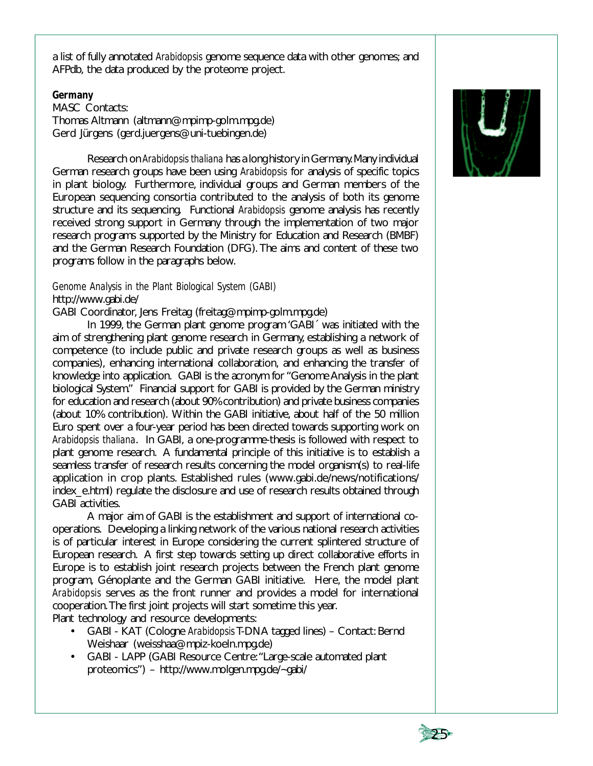a list of fully annotated *Arabidopsis* genome sequence data with other genomes; and AFPdb, the data produced by the proteome project.

**Germany**

MASC Contacts:
Thomas Altmann (altmann@mpimp-golm.mpg.de)
Gerd Jürgens (gerd.juergens@uni-tuebingen.de)

Research on *Arabidopsis thaliana* has a long history in Germany. Many individual German research groups have been using *Arabidopsis* for analysis of specific topics in plant biology. Furthermore, individual groups and German members of the European sequencing consortia contributed to the analysis of both its genome structure and its sequencing. Functional *Arabidopsis* genome analysis has recently received strong support in Germany through the implementation of two major research programs supported by the Ministry for Education and Research (BMBF) and the German Research Foundation (DFG). The aims and content of these two programs follow in the paragraphs below.

*Genome Analysis in the Plant Biological System (GABI)*
http://www.gabi.de/
GABI Coordinator, Jens Freitag (freitag@mpimp-golm.mpg.de)

In 1999, the German plant genome program 'GABI´ was initiated with the aim of strengthening plant genome research in Germany, establishing a network of competence (to include public and private research groups as well as business companies), enhancing international collaboration, and enhancing the transfer of knowledge into application. GABI is the acronym for "Genome Analysis in the plant biological System." Financial support for GABI is provided by the German ministry for education and research (about 90% contribution) and private business companies (about 10% contribution). Within the GABI initiative, about half of the 50 million Euro spent over a four-year period has been directed towards supporting work on *Arabidopsis thaliana*. In GABI, a one-programme-thesis is followed with respect to plant genome research. A fundamental principle of this initiative is to establish a seamless transfer of research results concerning the model organism(s) to real-life application in crop plants. Established rules (www.gabi.de/news/notifications/index_e.html) regulate the disclosure and use of research results obtained through GABI activities.

A major aim of GABI is the establishment and support of international co-operations. Developing a linking network of the various national research activities is of particular interest in Europe considering the current splintered structure of European research. A first step towards setting up direct collaborative efforts in Europe is to establish joint research projects between the French plant genome program, Génoplante and the German GABI initiative. Here, the model plant *Arabidopsis* serves as the front runner and provides a model for international cooperation. The first joint projects will start sometime this year.

Plant technology and resource developments:

- GABI - KAT (Cologne *Arabidopsis* T-DNA tagged lines) – Contact: Bernd Weishaar (weisshaa@mpiz-koeln.mpg.de)
- GABI - LAPP (GABI Resource Centre: "Large-scale automated plant proteomics") – http://www.molgen.mpg.de/~gabi/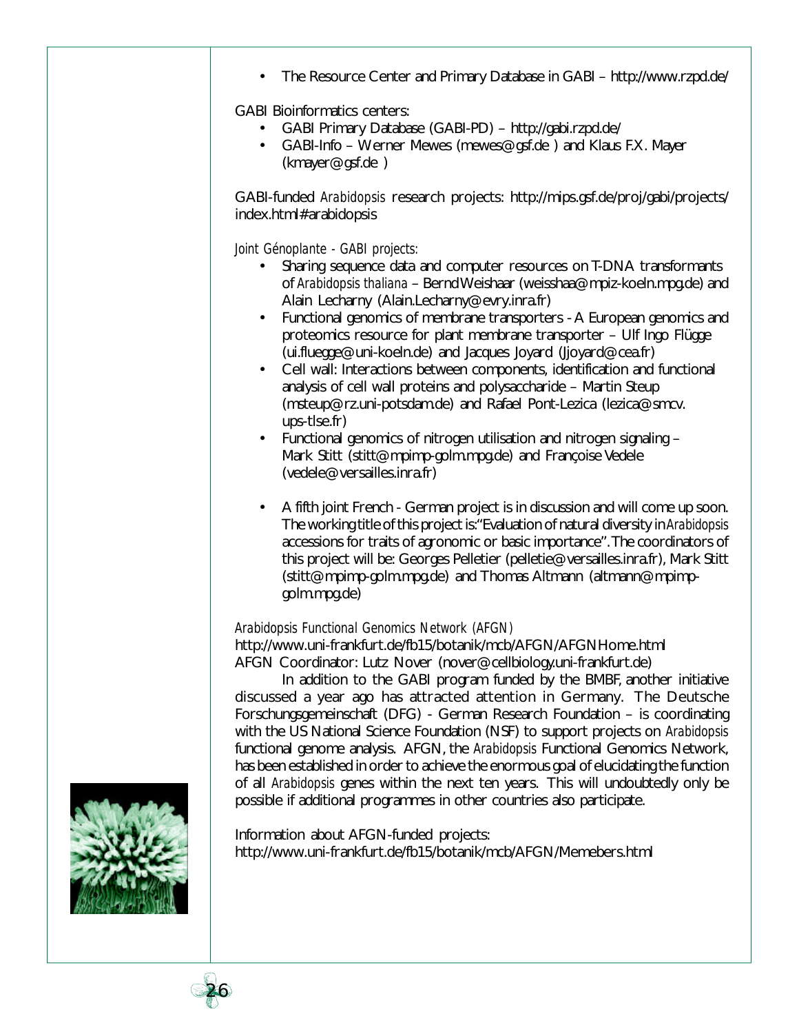- The Resource Center and Primary Database in GABI – http://www.rzpd.de/

GABI Bioinformatics centers:

- GABI Primary Database (GABI-PD) – http://gabi.rzpd.de/
- GABI-Info – Werner Mewes (mewes@gsf.de ) and Klaus F.X. Mayer (kmayer@gsf.de )

GABI-funded *Arabidopsis* research projects: http://mips.gsf.de/proj/gabi/projects/index.html#arabidopsis

*Joint Génoplante - GABI projects:*

- Sharing sequence data and computer resources on T-DNA transformants of *Arabidopsis thaliana* – Bernd Weishaar (weisshaa@mpiz-koeln.mpg.de) and Alain Lecharny (Alain.Lecharny@evry.inra.fr)
- Functional genomics of membrane transporters - A European genomics and proteomics resource for plant membrane transporter – Ulf Ingo Flügge (ui.fluegge@uni-koeln.de) and Jacques Joyard (Jjoyard@cea.fr)
- Cell wall: Interactions between components, identification and functional analysis of cell wall proteins and polysaccharide – Martin Steup (msteup@rz.uni-potsdam.de) and Rafael Pont-Lezica (lezica@smcv.ups-tlse.fr)
- Functional genomics of nitrogen utilisation and nitrogen signaling – Mark Stitt (stitt@mpimp-golm.mpg.de) and Françoise Vedele (vedele@versailles.inra.fr)

- A fifth joint French - German project is in discussion and will come up soon. The working title of this project is:"Evaluation of natural diversity in *Arabidopsis* accessions for traits of agronomic or basic importance". The coordinators of this project will be: Georges Pelletier (pelletie@versailles.inra.fr), Mark Stitt (stitt@mpimp-golm.mpg.de) and Thomas Altmann (altmann@mpimp-golm.mpg.de)

*Arabidopsis Functional Genomics Network (AFGN)*

http://www.uni-frankfurt.de/fb15/botanik/mcb/AFGN/AFGNHome.html
AFGN Coordinator: Lutz Nover (nover@cellbiology.uni-frankfurt.de)

In addition to the GABI program funded by the BMBF, another initiative discussed a year ago has attracted attention in Germany. The Deutsche Forschungsgemeinschaft (DFG) - German Research Foundation – is coordinating with the US National Science Foundation (NSF) to support projects on *Arabidopsis* functional genome analysis. AFGN, the *Arabidopsis* Functional Genomics Network, has been established in order to achieve the enormous goal of elucidating the function of all *Arabidopsis* genes within the next ten years. This will undoubtedly only be possible if additional programmes in other countries also participate.

Information about AFGN-funded projects:
http://www.uni-frankfurt.de/fb15/botanik/mcb/AFGN/Memebers.html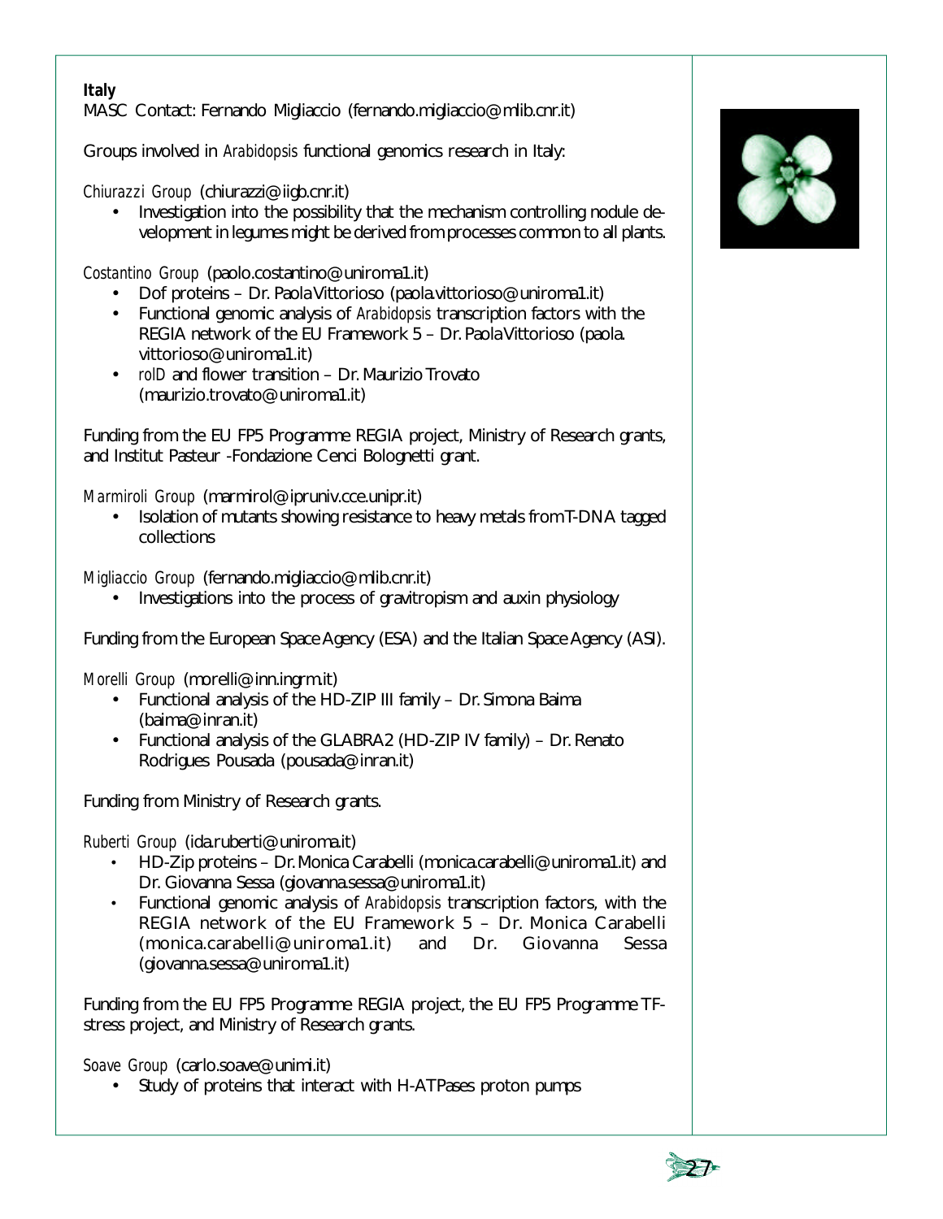**Italy**

MASC Contact: Fernando Migliaccio (fernando.migliaccio@mlib.cnr.it)

Groups involved in *Arabidopsis* functional genomics research in Italy:

*Chiurazzi Group* (chiurazzi@iigb.cnr.it)

- Investigation into the possibility that the mechanism controlling nodule development in legumes might be derived from processes common to all plants.

*Costantino Group* (paolo.costantino@uniroma1.it)

- Dof proteins – Dr. Paola Vittorioso (paola.vittorioso@uniroma1.it)
- Functional genomic analysis of *Arabidopsis* transcription factors with the REGIA network of the EU Framework 5 – Dr. Paola Vittorioso (paola.vittorioso@uniroma1.it)
- *rolD* and flower transition – Dr. Maurizio Trovato (maurizio.trovato@uniroma1.it)

Funding from the EU FP5 Programme REGIA project, Ministry of Research grants, and Institut Pasteur -Fondazione Cenci Bolognetti grant.

*Marmiroli Group* (marmirol@ipruniv.cce.unipr.it)

- Isolation of mutants showing resistance to heavy metals from T-DNA tagged collections

*Migliaccio Group* (fernando.migliaccio@mlib.cnr.it)

- Investigations into the process of gravitropism and auxin physiology

Funding from the European Space Agency (ESA) and the Italian Space Agency (ASI).

*Morelli Group* (morelli@inn.ingrm.it)

- Functional analysis of the HD-ZIP III family – Dr. Simona Baima (baima@inran.it)
- Functional analysis of the GLABRA2 (HD-ZIP IV family) – Dr. Renato Rodrigues Pousada (pousada@inran.it)

Funding from Ministry of Research grants.

*Ruberti Group* (ida.ruberti@uniroma.it)

- HD-Zip proteins – Dr. Monica Carabelli (monica.carabelli@uniroma1.it) and Dr. Giovanna Sessa (giovanna.sessa@uniroma1.it)
- Functional genomic analysis of *Arabidopsis* transcription factors, with the REGIA network of the EU Framework 5 – Dr. Monica Carabelli (monica.carabelli@uniroma1.it) and Dr. Giovanna Sessa (giovanna.sessa@uniroma1.it)

Funding from the EU FP5 Programme REGIA project, the EU FP5 Programme TF-stress project, and Ministry of Research grants.

*Soave Group* (carlo.soave@unimi.it)

- Study of proteins that interact with H-ATPases proton pumps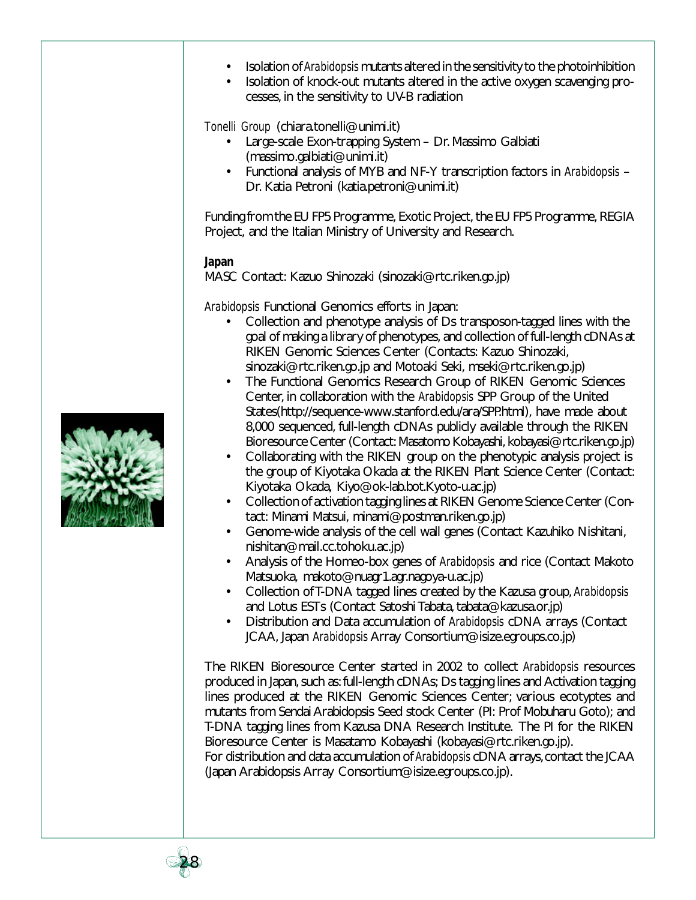- Isolation of *Arabidopsis* mutants altered in the sensitivity to the photoinhibition
- Isolation of knock-out mutants altered in the active oxygen scavenging processes, in the sensitivity to UV-B radiation

*Tonelli Group* (chiara.tonelli@unimi.it)

- Large-scale Exon-trapping System – Dr. Massimo Galbiati (massimo.galbiati@unimi.it)
- Functional analysis of MYB and NF-Y transcription factors in *Arabidopsis* – Dr. Katia Petroni (katia.petroni@unimi.it)

Funding from the EU FP5 Programme, Exotic Project, the EU FP5 Programme, REGIA Project, and the Italian Ministry of University and Research.

**Japan**

MASC Contact: Kazuo Shinozaki (sinozaki@rtc.riken.go.jp)

*Arabidopsis* Functional Genomics efforts in Japan:

- Collection and phenotype analysis of Ds transposon-tagged lines with the goal of making a library of phenotypes, and collection of full-length cDNAs at RIKEN Genomic Sciences Center (Contacts: Kazuo Shinozaki, sinozaki@rtc.riken.go.jp and Motoaki Seki, mseki@rtc.riken.go.jp)
- The Functional Genomics Research Group of RIKEN Genomic Sciences Center, in collaboration with the *Arabidopsis* SPP Group of the United States(http://sequence-www.stanford.edu/ara/SPP.html), have made about 8,000 sequenced, full-length cDNAs publicly available through the RIKEN Bioresource Center (Contact: Masatomo Kobayashi, kobayasi@rtc.riken.go.jp)
- Collaborating with the RIKEN group on the phenotypic analysis project is the group of Kiyotaka Okada at the RIKEN Plant Science Center (Contact: Kiyotaka Okada, Kiyo@ok-lab.bot.Kyoto-u.ac.jp)
- Collection of activation tagging lines at RIKEN Genome Science Center (Contact: Minami Matsui, minami@postman.riken.go.jp)
- Genome-wide analysis of the cell wall genes (Contact Kazuhiko Nishitani, nishitan@mail.cc.tohoku.ac.jp)
- Analysis of the Homeo-box genes of *Arabidopsis* and rice (Contact Makoto Matsuoka, makoto@nuagr1.agr.nagoya-u.ac.jp)
- Collection of T-DNA tagged lines created by the Kazusa group, *Arabidopsis* and Lotus ESTs (Contact Satoshi Tabata, tabata@kazusa.or.jp)
- Distribution and Data accumulation of *Arabidopsis* cDNA arrays (Contact JCAA, Japan *Arabidopsis* Array Consortium@isize.egroups.co.jp)

The RIKEN Bioresource Center started in 2002 to collect *Arabidopsis* resources produced in Japan, such as: full-length cDNAs; Ds tagging lines and Activation tagging lines produced at the RIKEN Genomic Sciences Center; various ecotyptes and mutants from Sendai Arabidopsis Seed stock Center (PI: Prof Mobuharu Goto); and T-DNA tagging lines from Kazusa DNA Research Institute. The PI for the RIKEN Bioresource Center is Masatamo Kobayashi (kobayasi@rtc.riken.go.jp).
For distribution and data accumulation of *Arabidopsis* cDNA arrays, contact the JCAA (Japan Arabidopsis Array Consortium@isize.egroups.co.jp).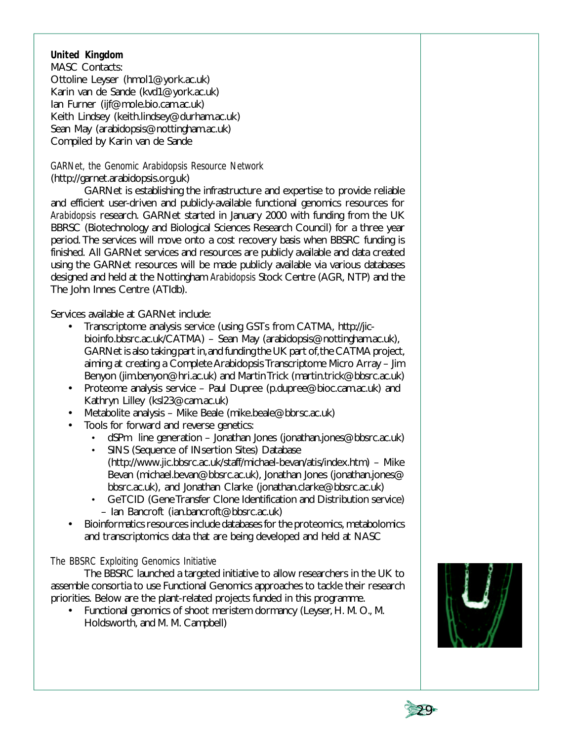**United Kingdom**

MASC Contacts:
Ottoline Leyser (hmol1@york.ac.uk)
Karin van de Sande (kvd1@york.ac.uk)
Ian Furner (ijf@mole.bio.cam.ac.uk)
Keith Lindsey (keith.lindsey@durham.ac.uk)
Sean May (arabidopsis@nottingham.ac.uk)
Compiled by Karin van de Sande

*GARNet, the Genomic Arabidopsis Resource Network*
(http://garnet.arabidopsis.org.uk)

GARNet is establishing the infrastructure and expertise to provide reliable and efficient user-driven and publicly-available functional genomics resources for *Arabidopsis* research. GARNet started in January 2000 with funding from the UK BBRSC (Biotechnology and Biological Sciences Research Council) for a three year period. The services will move onto a cost recovery basis when BBSRC funding is finished. All GARNet services and resources are publicly available and data created using the GARNet resources will be made publicly available via various databases designed and held at the Nottingham *Arabidopsis* Stock Centre (AGR, NTP) and the The John Innes Centre (ATIdb).

Services available at GARNet include:

- Transcriptome analysis service (using GSTs from CATMA, http://jic-bioinfo.bbsrc.ac.uk/CATMA) – Sean May (arabidopsis@nottingham.ac.uk), GARNet is also taking part in, and funding the UK part of, the CATMA project, aiming at creating a Complete Arabidopsis Transcriptome Micro Array – Jim Benyon (jim.benyon@hri.ac.uk) and Martin Trick (martin.trick@bbsrc.ac.uk)
- Proteome analysis service – Paul Dupree (p.dupree@bioc.cam.ac.uk) and Kathryn Lilley (ksl23@cam.ac.uk)
- Metabolite analysis – Mike Beale (mike.beale@bbrsc.ac.uk)
- Tools for forward and reverse genetics:
  - dSPm line generation – Jonathan Jones (jonathan.jones@bbsrc.ac.uk)
  - SINS (Sequence of INsertion Sites) Database (http://www.jic.bbsrc.ac.uk/staff/michael-bevan/atis/index.htm) – Mike Bevan (michael.bevan@bbsrc.ac.uk), Jonathan Jones (jonathan.jones@bbsrc.ac.uk), and Jonathan Clarke (jonathan.clarke@bbsrc.ac.uk)
  - GeTCID (Gene Transfer Clone Identification and Distribution service) – Ian Bancroft (ian.bancroft@bbsrc.ac.uk)
- Bioinformatics resources include databases for the proteomics, metabolomics and transcriptomics data that are being developed and held at NASC

*The BBSRC Exploiting Genomics Initiative*

The BBSRC launched a targeted initiative to allow researchers in the UK to assemble consortia to use Functional Genomics approaches to tackle their research priorities. Below are the plant-related projects funded in this programme.

- Functional genomics of shoot meristem dormancy (Leyser, H. M. O., M. Holdsworth, and M. M. Campbell)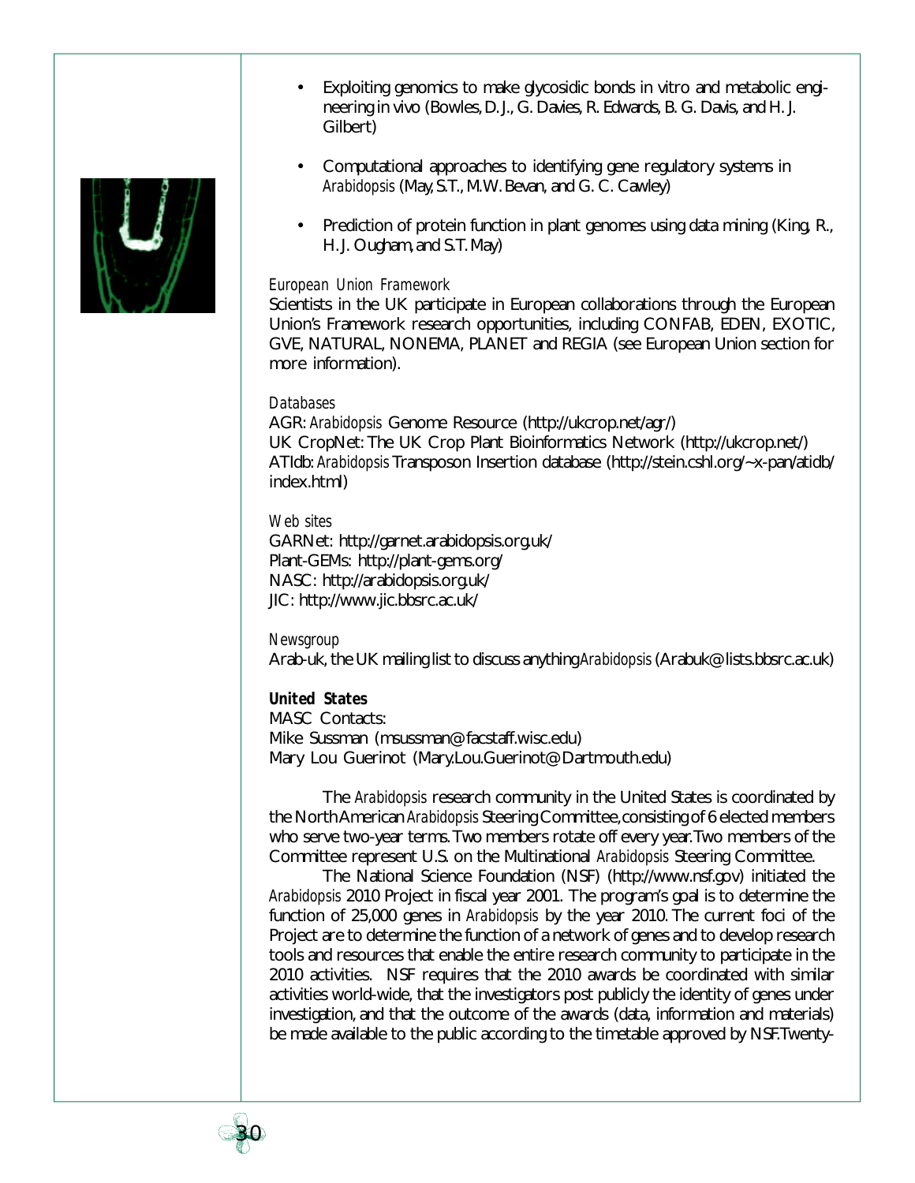- Exploiting genomics to make glycosidic bonds in vitro and metabolic engineering in vivo (Bowles, D. J., G. Davies, R. Edwards, B. G. Davis, and H. J. Gilbert)

- Computational approaches to identifying gene regulatory systems in *Arabidopsis* (May, S.T., M.W. Bevan, and G. C. Cawley)

- Prediction of protein function in plant genomes using data mining (King, R., H. J. Ougham, and S.T. May)

*European Union Framework*

Scientists in the UK participate in European collaborations through the European Union's Framework research opportunities, including CONFAB, EDEN, EXOTIC, GVE, NATURAL, NONEMA, PLANET and REGIA (see European Union section for more information).

*Databases*

AGR: *Arabidopsis* Genome Resource (http://ukcrop.net/agr/)
UK CropNet: The UK Crop Plant Bioinformatics Network (http://ukcrop.net/)
ATIdb: *Arabidopsis* Transposon Insertion database (http://stein.cshl.org/~x-pan/atidb/index.html)

*Web sites*

GARNet: http://garnet.arabidopsis.org.uk/
Plant-GEMs: http://plant-gems.org/
NASC: http://arabidopsis.org.uk/
JIC: http://www.jic.bbsrc.ac.uk/

*Newsgroup*

Arab-uk, the UK mailing list to discuss anything *Arabidopsis* (Arabuk@lists.bbsrc.ac.uk)

**United States**

MASC Contacts:
Mike Sussman (msussman@facstaff.wisc.edu)
Mary Lou Guerinot (Mary.Lou.Guerinot@Dartmouth.edu)

The *Arabidopsis* research community in the United States is coordinated by the North American *Arabidopsis* Steering Committee, consisting of 6 elected members who serve two-year terms. Two members rotate off every year. Two members of the Committee represent U.S. on the Multinational *Arabidopsis* Steering Committee.

The National Science Foundation (NSF) (http://www.nsf.gov) initiated the *Arabidopsis* 2010 Project in fiscal year 2001. The program's goal is to determine the function of 25,000 genes in *Arabidopsis* by the year 2010. The current foci of the Project are to determine the function of a network of genes and to develop research tools and resources that enable the entire research community to participate in the 2010 activities. NSF requires that the 2010 awards be coordinated with similar activities world-wide, that the investigators post publicly the identity of genes under investigation, and that the outcome of the awards (data, information and materials) be made available to the public according to the timetable approved by NSF. Twenty-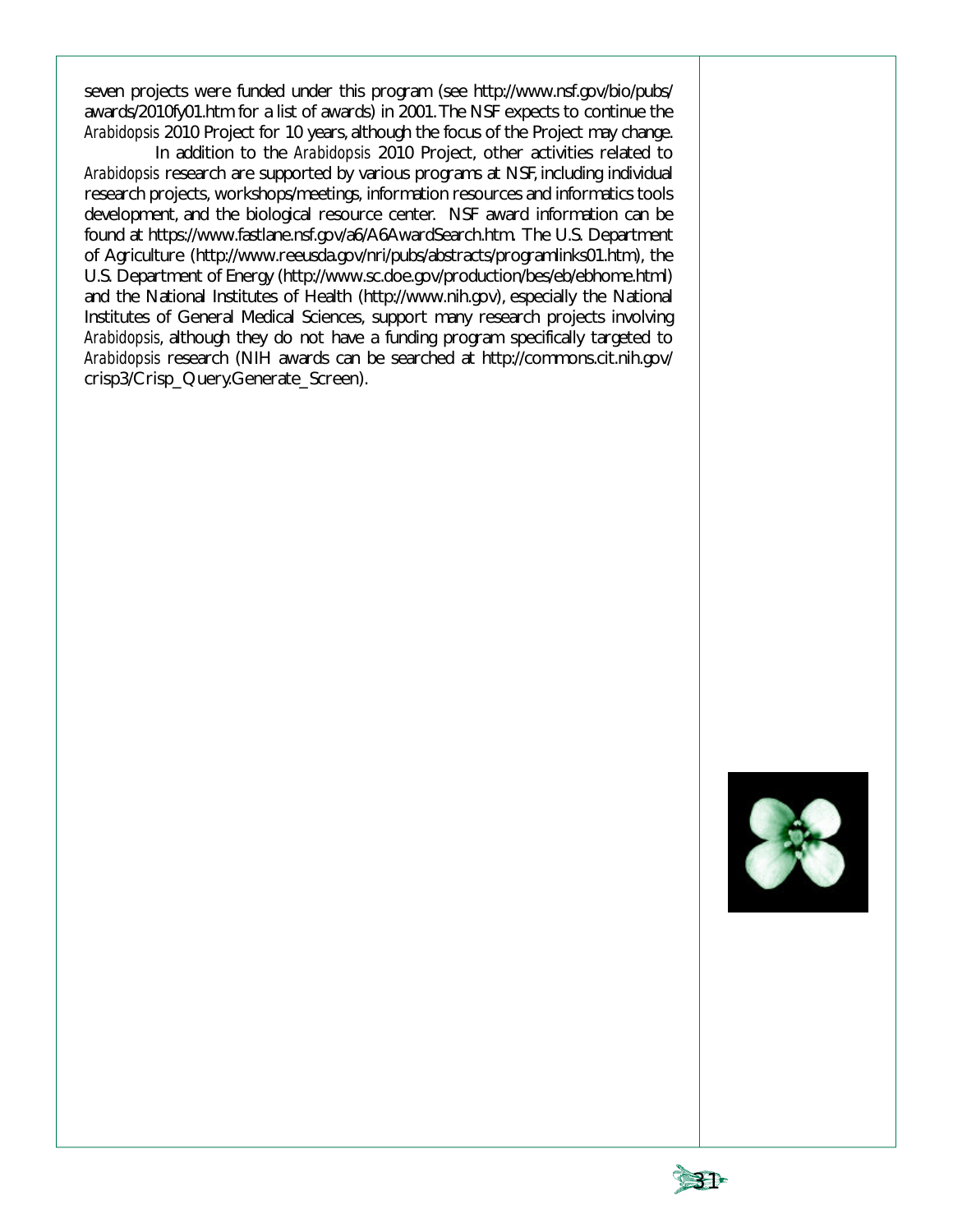seven projects were funded under this program (see http://www.nsf.gov/bio/pubs/awards/2010fy01.htm for a list of awards) in 2001. The NSF expects to continue the *Arabidopsis* 2010 Project for 10 years, although the focus of the Project may change.

In addition to the *Arabidopsis* 2010 Project, other activities related to *Arabidopsis* research are supported by various programs at NSF, including individual research projects, workshops/meetings, information resources and informatics tools development, and the biological resource center. NSF award information can be found at https://www.fastlane.nsf.gov/a6/A6AwardSearch.htm. The U.S. Department of Agriculture (http://www.reeusda.gov/nri/pubs/abstracts/programlinks01.htm), the U.S. Department of Energy (http://www.sc.doe.gov/production/bes/eb/ebhome.html) and the National Institutes of Health (http://www.nih.gov), especially the National Institutes of General Medical Sciences, support many research projects involving *Arabidopsis*, although they do not have a funding program specifically targeted to *Arabidopsis* research (NIH awards can be searched at http://commons.cit.nih.gov/crisp3/Crisp_Query.Generate_Screen).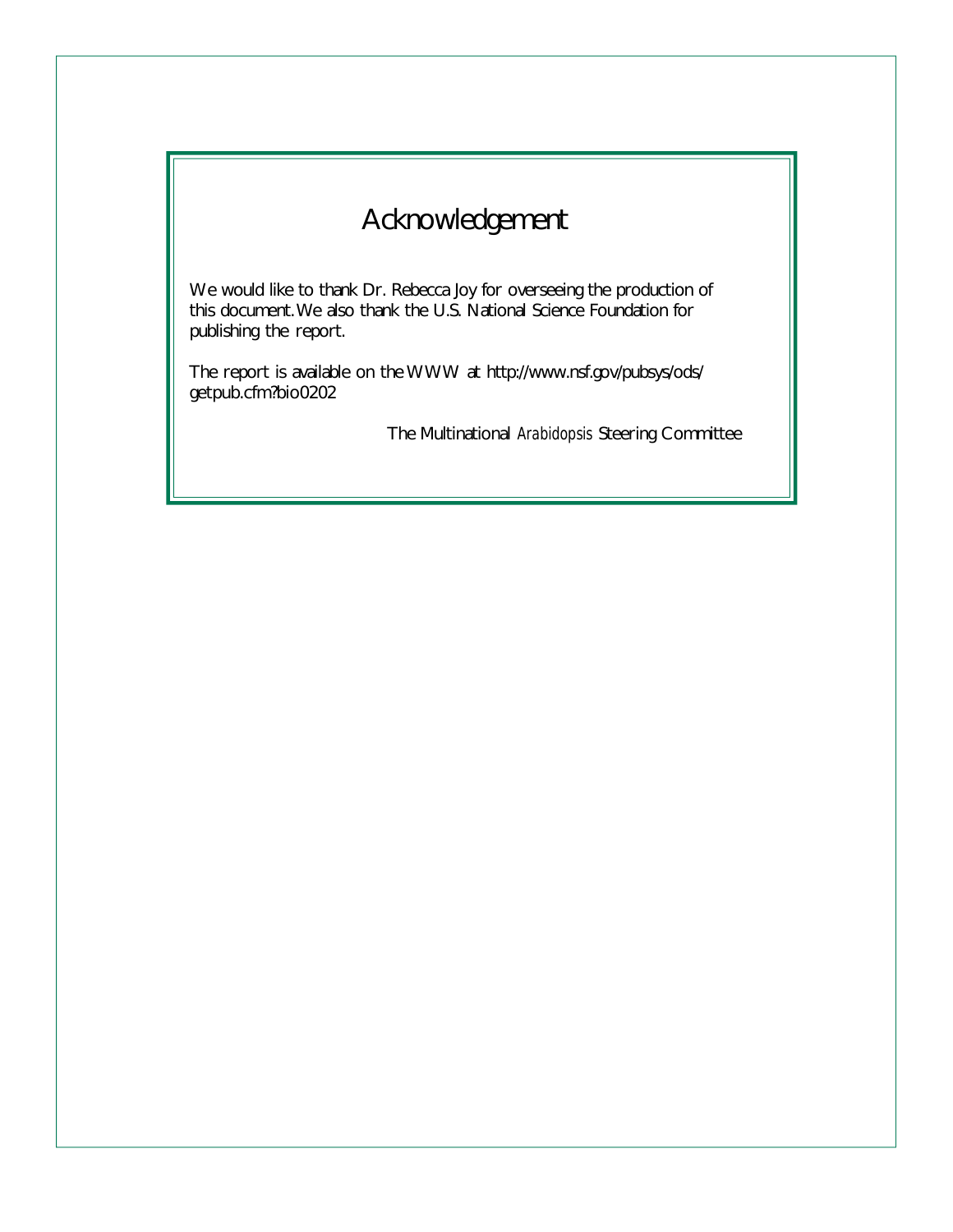# Acknowledgement

We would like to thank Dr. Rebecca Joy for overseeing the production of this document. We also thank the U.S. National Science Foundation for publishing the report.

The report is available on the WWW at http://www.nsf.gov/pubsys/ods/getpub.cfm?bio0202

The Multinational *Arabidopsis* Steering Committee